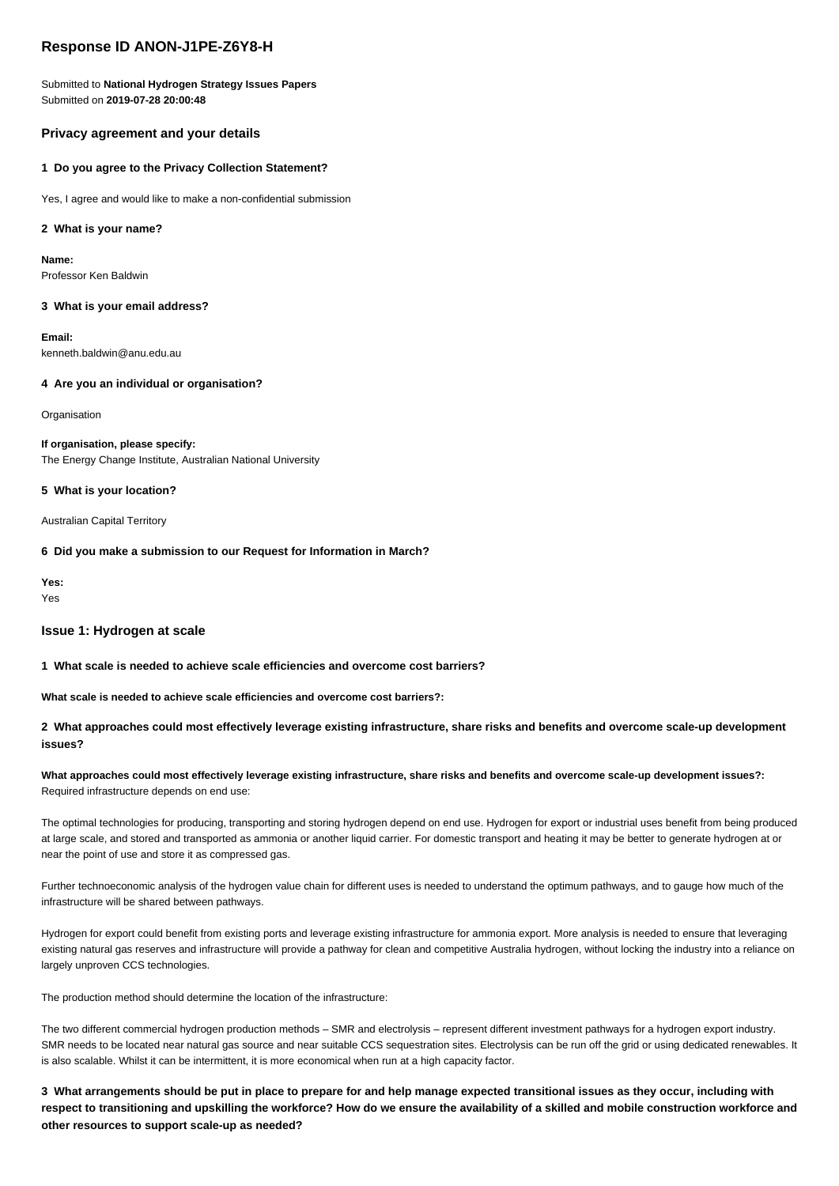# Response ID ANON-J1PE-Z6Y8-H

Submitted to **National Hydrogen Strategy Issues Papers**
Submitted on **2019-07-28 20:00:48**

## Privacy agreement and your details

### 1 Do you agree to the Privacy Collection Statement?

Yes, I agree and would like to make a non-confidential submission

### 2 What is your name?

**Name:**
Professor Ken Baldwin

### 3 What is your email address?

**Email:**
kenneth.baldwin@anu.edu.au

### 4 Are you an individual or organisation?

Organisation

**If organisation, please specify:**
The Energy Change Institute, Australian National University

### 5 What is your location?

Australian Capital Territory

### 6 Did you make a submission to our Request for Information in March?

**Yes:**
Yes

## Issue 1: Hydrogen at scale

### 1 What scale is needed to achieve scale efficiencies and overcome cost barriers?

**What scale is needed to achieve scale efficiencies and overcome cost barriers?:**

### 2 What approaches could most effectively leverage existing infrastructure, share risks and benefits and overcome scale-up development issues?

**What approaches could most effectively leverage existing infrastructure, share risks and benefits and overcome scale-up development issues?:**
Required infrastructure depends on end use:

The optimal technologies for producing, transporting and storing hydrogen depend on end use. Hydrogen for export or industrial uses benefit from being produced at large scale, and stored and transported as ammonia or another liquid carrier. For domestic transport and heating it may be better to generate hydrogen at or near the point of use and store it as compressed gas.

Further technoeconomic analysis of the hydrogen value chain for different uses is needed to understand the optimum pathways, and to gauge how much of the infrastructure will be shared between pathways.

Hydrogen for export could benefit from existing ports and leverage existing infrastructure for ammonia export. More analysis is needed to ensure that leveraging existing natural gas reserves and infrastructure will provide a pathway for clean and competitive Australia hydrogen, without locking the industry into a reliance on largely unproven CCS technologies.

The production method should determine the location of the infrastructure:

The two different commercial hydrogen production methods – SMR and electrolysis – represent different investment pathways for a hydrogen export industry. SMR needs to be located near natural gas source and near suitable CCS sequestration sites. Electrolysis can be run off the grid or using dedicated renewables. It is also scalable. Whilst it can be intermittent, it is more economical when run at a high capacity factor.

### 3 What arrangements should be put in place to prepare for and help manage expected transitional issues as they occur, including with respect to transitioning and upskilling the workforce? How do we ensure the availability of a skilled and mobile construction workforce and other resources to support scale-up as needed?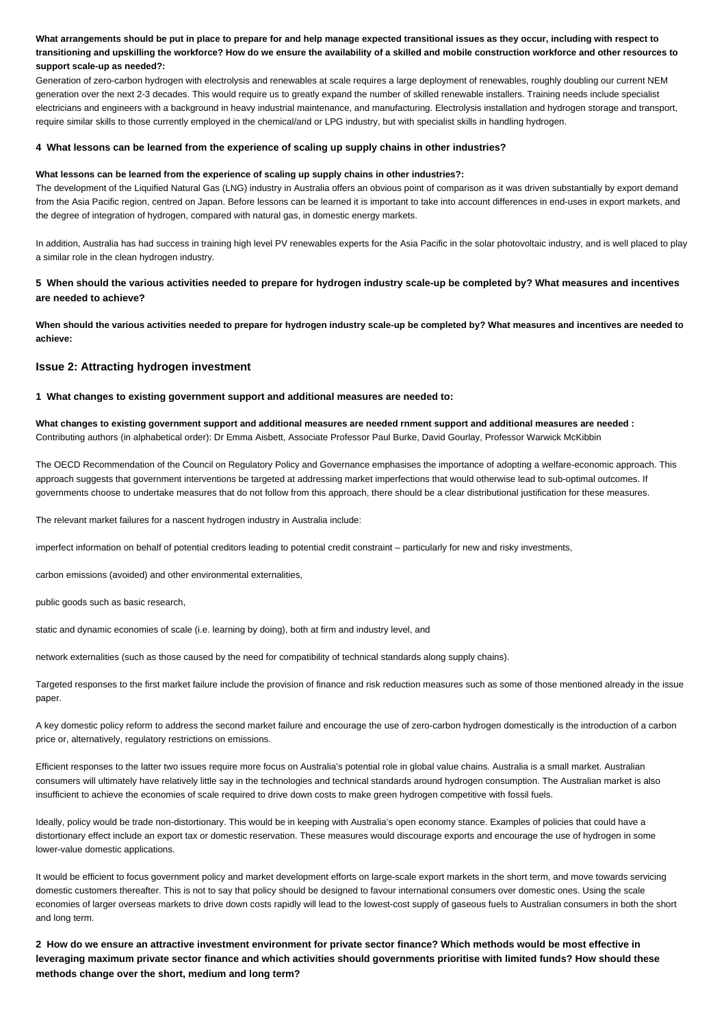**What arrangements should be put in place to prepare for and help manage expected transitional issues as they occur, including with respect to transitioning and upskilling the workforce? How do we ensure the availability of a skilled and mobile construction workforce and other resources to support scale-up as needed?:**

Generation of zero-carbon hydrogen with electrolysis and renewables at scale requires a large deployment of renewables, roughly doubling our current NEM generation over the next 2-3 decades. This would require us to greatly expand the number of skilled renewable installers. Training needs include specialist electricians and engineers with a background in heavy industrial maintenance, and manufacturing. Electrolysis installation and hydrogen storage and transport, require similar skills to those currently employed in the chemical/and or LPG industry, but with specialist skills in handling hydrogen.

#### 4 What lessons can be learned from the experience of scaling up supply chains in other industries?

**What lessons can be learned from the experience of scaling up supply chains in other industries?:**

The development of the Liquified Natural Gas (LNG) industry in Australia offers an obvious point of comparison as it was driven substantially by export demand from the Asia Pacific region, centred on Japan. Before lessons can be learned it is important to take into account differences in end-uses in export markets, and the degree of integration of hydrogen, compared with natural gas, in domestic energy markets.

In addition, Australia has had success in training high level PV renewables experts for the Asia Pacific in the solar photovoltaic industry, and is well placed to play a similar role in the clean hydrogen industry.

### 5 When should the various activities needed to prepare for hydrogen industry scale-up be completed by? What measures and incentives are needed to achieve?

**When should the various activities needed to prepare for hydrogen industry scale-up be completed by? What measures and incentives are needed to achieve:**

## Issue 2: Attracting hydrogen investment

#### 1 What changes to existing government support and additional measures are needed to:

**What changes to existing government support and additional measures are needed rnment support and additional measures are needed :**

Contributing authors (in alphabetical order): Dr Emma Aisbett, Associate Professor Paul Burke, David Gourlay, Professor Warwick McKibbin

The OECD Recommendation of the Council on Regulatory Policy and Governance emphasises the importance of adopting a welfare-economic approach. This approach suggests that government interventions be targeted at addressing market imperfections that would otherwise lead to sub-optimal outcomes. If governments choose to undertake measures that do not follow from this approach, there should be a clear distributional justification for these measures.

The relevant market failures for a nascent hydrogen industry in Australia include:

imperfect information on behalf of potential creditors leading to potential credit constraint – particularly for new and risky investments,

carbon emissions (avoided) and other environmental externalities,

public goods such as basic research,

static and dynamic economies of scale (i.e. learning by doing), both at firm and industry level, and

network externalities (such as those caused by the need for compatibility of technical standards along supply chains).

Targeted responses to the first market failure include the provision of finance and risk reduction measures such as some of those mentioned already in the issue paper.

A key domestic policy reform to address the second market failure and encourage the use of zero-carbon hydrogen domestically is the introduction of a carbon price or, alternatively, regulatory restrictions on emissions.

Efficient responses to the latter two issues require more focus on Australia's potential role in global value chains. Australia is a small market. Australian consumers will ultimately have relatively little say in the technologies and technical standards around hydrogen consumption. The Australian market is also insufficient to achieve the economies of scale required to drive down costs to make green hydrogen competitive with fossil fuels.

Ideally, policy would be trade non-distortionary. This would be in keeping with Australia's open economy stance. Examples of policies that could have a distortionary effect include an export tax or domestic reservation. These measures would discourage exports and encourage the use of hydrogen in some lower-value domestic applications.

It would be efficient to focus government policy and market development efforts on large-scale export markets in the short term, and move towards servicing domestic customers thereafter. This is not to say that policy should be designed to favour international consumers over domestic ones. Using the scale economies of larger overseas markets to drive down costs rapidly will lead to the lowest-cost supply of gaseous fuels to Australian consumers in both the short and long term.

### 2 How do we ensure an attractive investment environment for private sector finance? Which methods would be most effective in leveraging maximum private sector finance and which activities should governments prioritise with limited funds? How should these methods change over the short, medium and long term?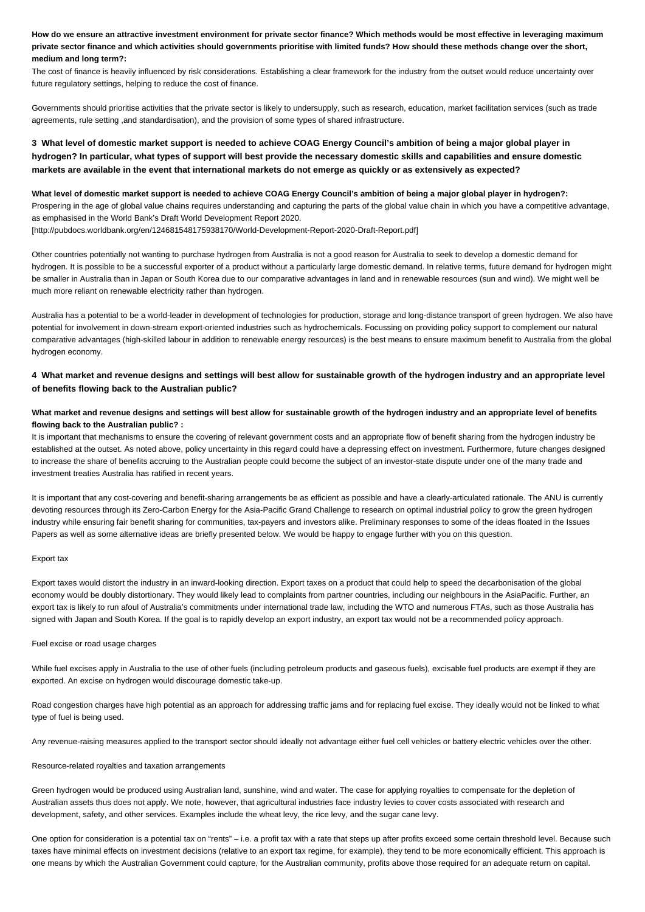**How do we ensure an attractive investment environment for private sector finance? Which methods would be most effective in leveraging maximum private sector finance and which activities should governments prioritise with limited funds? How should these methods change over the short, medium and long term?:**

The cost of finance is heavily influenced by risk considerations. Establishing a clear framework for the industry from the outset would reduce uncertainty over future regulatory settings, helping to reduce the cost of finance.

Governments should prioritise activities that the private sector is likely to undersupply, such as research, education, market facilitation services (such as trade agreements, rule setting ,and standardisation), and the provision of some types of shared infrastructure.

### 3 What level of domestic market support is needed to achieve COAG Energy Council's ambition of being a major global player in hydrogen? In particular, what types of support will best provide the necessary domestic skills and capabilities and ensure domestic markets are available in the event that international markets do not emerge as quickly or as extensively as expected?

**What level of domestic market support is needed to achieve COAG Energy Council's ambition of being a major global player in hydrogen?:**

Prospering in the age of global value chains requires understanding and capturing the parts of the global value chain in which you have a competitive advantage, as emphasised in the World Bank's Draft World Development Report 2020.
[http://pubdocs.worldbank.org/en/124681548175938170/World-Development-Report-2020-Draft-Report.pdf]

Other countries potentially not wanting to purchase hydrogen from Australia is not a good reason for Australia to seek to develop a domestic demand for hydrogen. It is possible to be a successful exporter of a product without a particularly large domestic demand. In relative terms, future demand for hydrogen might be smaller in Australia than in Japan or South Korea due to our comparative advantages in land and in renewable resources (sun and wind). We might well be much more reliant on renewable electricity rather than hydrogen.

Australia has a potential to be a world-leader in development of technologies for production, storage and long-distance transport of green hydrogen. We also have potential for involvement in down-stream export-oriented industries such as hydrochemicals. Focussing on providing policy support to complement our natural comparative advantages (high-skilled labour in addition to renewable energy resources) is the best means to ensure maximum benefit to Australia from the global hydrogen economy.

### 4 What market and revenue designs and settings will best allow for sustainable growth of the hydrogen industry and an appropriate level of benefits flowing back to the Australian public?

**What market and revenue designs and settings will best allow for sustainable growth of the hydrogen industry and an appropriate level of benefits flowing back to the Australian public? :**

It is important that mechanisms to ensure the covering of relevant government costs and an appropriate flow of benefit sharing from the hydrogen industry be established at the outset. As noted above, policy uncertainty in this regard could have a depressing effect on investment. Furthermore, future changes designed to increase the share of benefits accruing to the Australian people could become the subject of an investor-state dispute under one of the many trade and investment treaties Australia has ratified in recent years.

It is important that any cost-covering and benefit-sharing arrangements be as efficient as possible and have a clearly-articulated rationale. The ANU is currently devoting resources through its Zero-Carbon Energy for the Asia-Pacific Grand Challenge to research on optimal industrial policy to grow the green hydrogen industry while ensuring fair benefit sharing for communities, tax-payers and investors alike. Preliminary responses to some of the ideas floated in the Issues Papers as well as some alternative ideas are briefly presented below. We would be happy to engage further with you on this question.

Export tax

Export taxes would distort the industry in an inward-looking direction. Export taxes on a product that could help to speed the decarbonisation of the global economy would be doubly distortionary. They would likely lead to complaints from partner countries, including our neighbours in the AsiaPacific. Further, an export tax is likely to run afoul of Australia's commitments under international trade law, including the WTO and numerous FTAs, such as those Australia has signed with Japan and South Korea. If the goal is to rapidly develop an export industry, an export tax would not be a recommended policy approach.

Fuel excise or road usage charges

While fuel excises apply in Australia to the use of other fuels (including petroleum products and gaseous fuels), excisable fuel products are exempt if they are exported. An excise on hydrogen would discourage domestic take-up.

Road congestion charges have high potential as an approach for addressing traffic jams and for replacing fuel excise. They ideally would not be linked to what type of fuel is being used.

Any revenue-raising measures applied to the transport sector should ideally not advantage either fuel cell vehicles or battery electric vehicles over the other.

Resource-related royalties and taxation arrangements

Green hydrogen would be produced using Australian land, sunshine, wind and water. The case for applying royalties to compensate for the depletion of Australian assets thus does not apply. We note, however, that agricultural industries face industry levies to cover costs associated with research and development, safety, and other services. Examples include the wheat levy, the rice levy, and the sugar cane levy.

One option for consideration is a potential tax on "rents" – i.e. a profit tax with a rate that steps up after profits exceed some certain threshold level. Because such taxes have minimal effects on investment decisions (relative to an export tax regime, for example), they tend to be more economically efficient. This approach is one means by which the Australian Government could capture, for the Australian community, profits above those required for an adequate return on capital.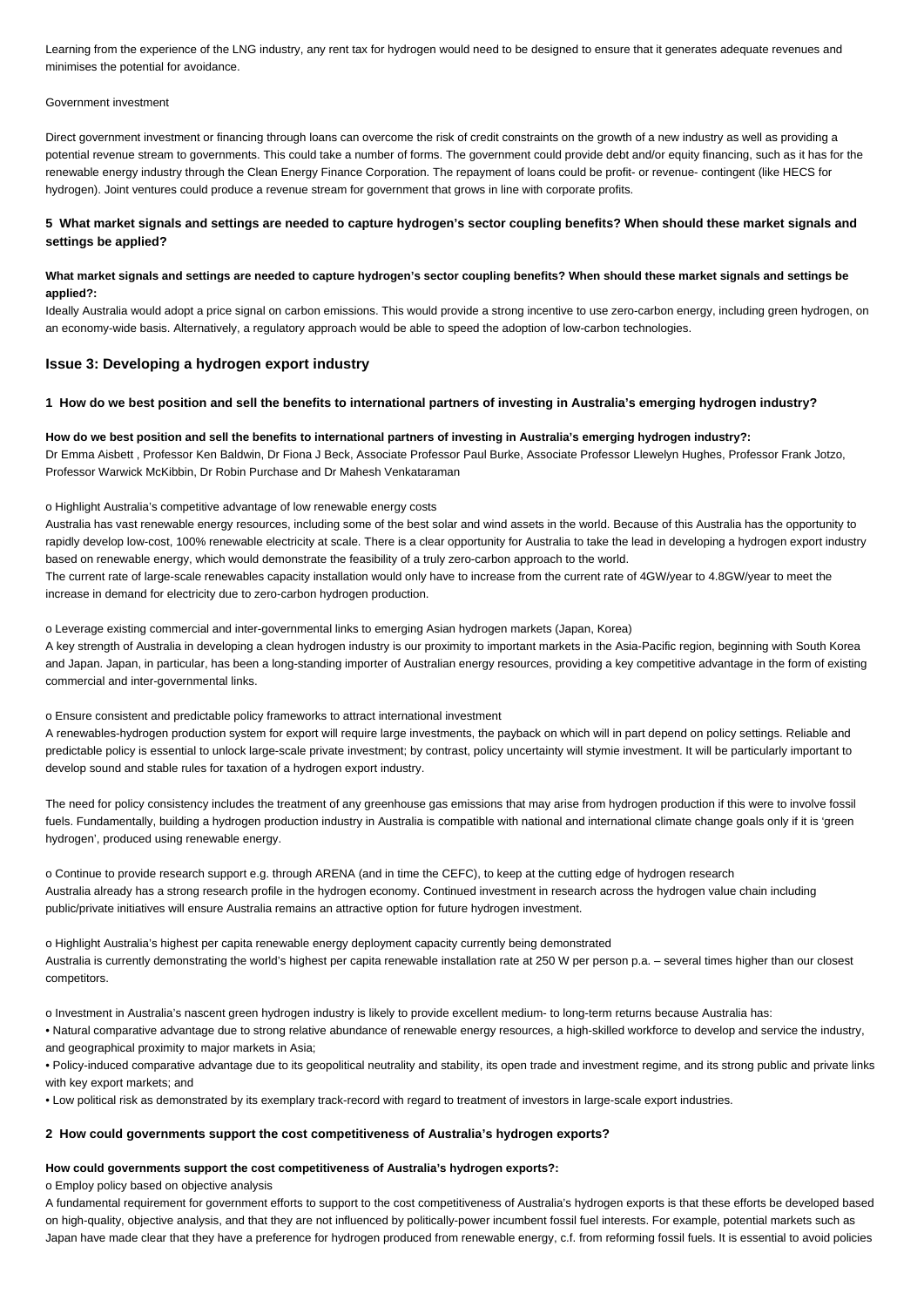Learning from the experience of the LNG industry, any rent tax for hydrogen would need to be designed to ensure that it generates adequate revenues and minimises the potential for avoidance.

Government investment

Direct government investment or financing through loans can overcome the risk of credit constraints on the growth of a new industry as well as providing a potential revenue stream to governments. This could take a number of forms. The government could provide debt and/or equity financing, such as it has for the renewable energy industry through the Clean Energy Finance Corporation. The repayment of loans could be profit- or revenue- contingent (like HECS for hydrogen). Joint ventures could produce a revenue stream for government that grows in line with corporate profits.

### 5 What market signals and settings are needed to capture hydrogen's sector coupling benefits? When should these market signals and settings be applied?

**What market signals and settings are needed to capture hydrogen's sector coupling benefits? When should these market signals and settings be applied?:**
Ideally Australia would adopt a price signal on carbon emissions. This would provide a strong incentive to use zero-carbon energy, including green hydrogen, on an economy-wide basis. Alternatively, a regulatory approach would be able to speed the adoption of low-carbon technologies.

## Issue 3: Developing a hydrogen export industry

### 1 How do we best position and sell the benefits to international partners of investing in Australia's emerging hydrogen industry?

**How do we best position and sell the benefits to international partners of investing in Australia's emerging hydrogen industry?:**
Dr Emma Aisbett , Professor Ken Baldwin, Dr Fiona J Beck, Associate Professor Paul Burke, Associate Professor Llewelyn Hughes, Professor Frank Jotzo, Professor Warwick McKibbin, Dr Robin Purchase and Dr Mahesh Venkataraman

o Highlight Australia's competitive advantage of low renewable energy costs
Australia has vast renewable energy resources, including some of the best solar and wind assets in the world. Because of this Australia has the opportunity to rapidly develop low-cost, 100% renewable electricity at scale. There is a clear opportunity for Australia to take the lead in developing a hydrogen export industry based on renewable energy, which would demonstrate the feasibility of a truly zero-carbon approach to the world.
The current rate of large-scale renewables capacity installation would only have to increase from the current rate of 4GW/year to 4.8GW/year to meet the increase in demand for electricity due to zero-carbon hydrogen production.

o Leverage existing commercial and inter-governmental links to emerging Asian hydrogen markets (Japan, Korea)
A key strength of Australia in developing a clean hydrogen industry is our proximity to important markets in the Asia-Pacific region, beginning with South Korea and Japan. Japan, in particular, has been a long-standing importer of Australian energy resources, providing a key competitive advantage in the form of existing commercial and inter-governmental links.

o Ensure consistent and predictable policy frameworks to attract international investment
A renewables-hydrogen production system for export will require large investments, the payback on which will in part depend on policy settings. Reliable and predictable policy is essential to unlock large-scale private investment; by contrast, policy uncertainty will stymie investment. It will be particularly important to develop sound and stable rules for taxation of a hydrogen export industry.

The need for policy consistency includes the treatment of any greenhouse gas emissions that may arise from hydrogen production if this were to involve fossil fuels. Fundamentally, building a hydrogen production industry in Australia is compatible with national and international climate change goals only if it is 'green hydrogen', produced using renewable energy.

o Continue to provide research support e.g. through ARENA (and in time the CEFC), to keep at the cutting edge of hydrogen research
Australia already has a strong research profile in the hydrogen economy. Continued investment in research across the hydrogen value chain including public/private initiatives will ensure Australia remains an attractive option for future hydrogen investment.

o Highlight Australia's highest per capita renewable energy deployment capacity currently being demonstrated
Australia is currently demonstrating the world's highest per capita renewable installation rate at 250 W per person p.a. – several times higher than our closest competitors.

o Investment in Australia's nascent green hydrogen industry is likely to provide excellent medium- to long-term returns because Australia has:

- Natural comparative advantage due to strong relative abundance of renewable energy resources, a high-skilled workforce to develop and service the industry, and geographical proximity to major markets in Asia;
- Policy-induced comparative advantage due to its geopolitical neutrality and stability, its open trade and investment regime, and its strong public and private links with key export markets; and
- Low political risk as demonstrated by its exemplary track-record with regard to treatment of investors in large-scale export industries.

### 2 How could governments support the cost competitiveness of Australia's hydrogen exports?

**How could governments support the cost competitiveness of Australia's hydrogen exports?:**
o Employ policy based on objective analysis
A fundamental requirement for government efforts to support to the cost competitiveness of Australia's hydrogen exports is that these efforts be developed based on high-quality, objective analysis, and that they are not influenced by politically-power incumbent fossil fuel interests. For example, potential markets such as Japan have made clear that they have a preference for hydrogen produced from renewable energy, c.f. from reforming fossil fuels. It is essential to avoid policies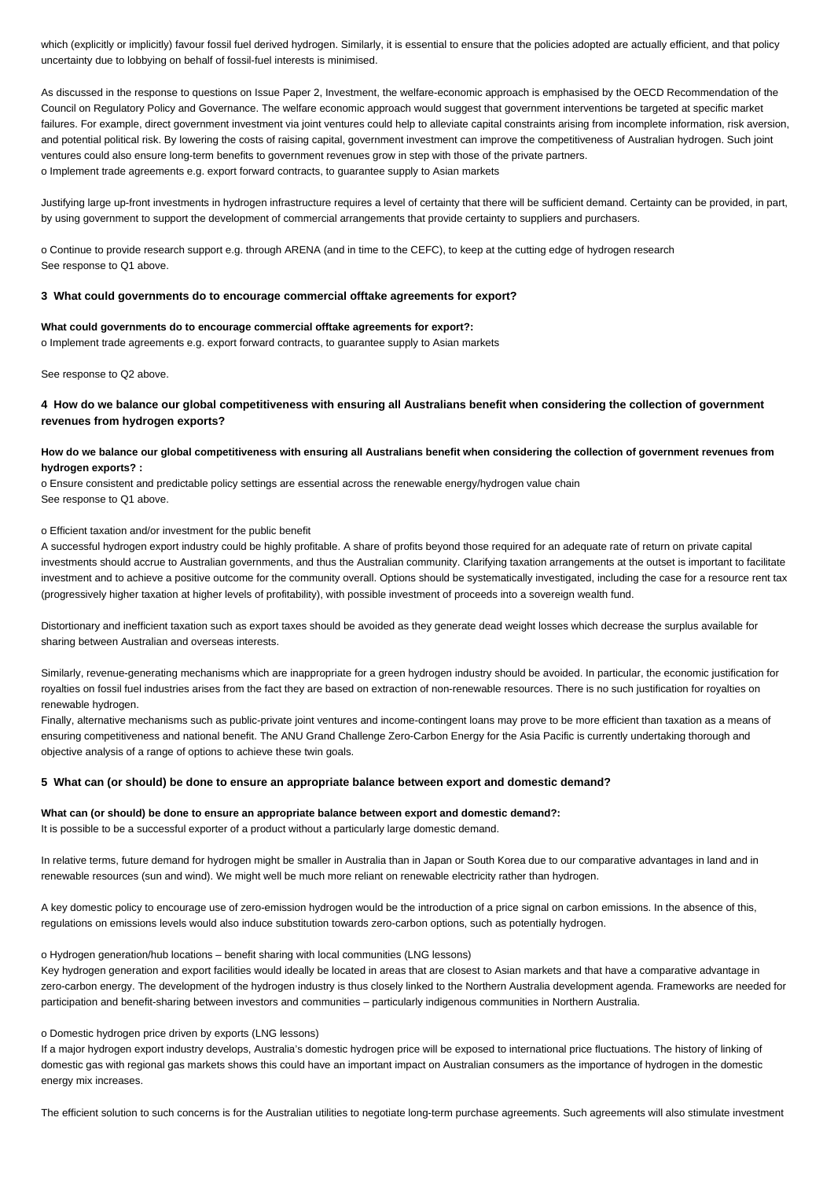which (explicitly or implicitly) favour fossil fuel derived hydrogen. Similarly, it is essential to ensure that the policies adopted are actually efficient, and that policy uncertainty due to lobbying on behalf of fossil-fuel interests is minimised.

As discussed in the response to questions on Issue Paper 2, Investment, the welfare-economic approach is emphasised by the OECD Recommendation of the Council on Regulatory Policy and Governance. The welfare economic approach would suggest that government interventions be targeted at specific market failures. For example, direct government investment via joint ventures could help to alleviate capital constraints arising from incomplete information, risk aversion, and potential political risk. By lowering the costs of raising capital, government investment can improve the competitiveness of Australian hydrogen. Such joint ventures could also ensure long-term benefits to government revenues grow in step with those of the private partners.
o Implement trade agreements e.g. export forward contracts, to guarantee supply to Asian markets

Justifying large up-front investments in hydrogen infrastructure requires a level of certainty that there will be sufficient demand. Certainty can be provided, in part, by using government to support the development of commercial arrangements that provide certainty to suppliers and purchasers.

o Continue to provide research support e.g. through ARENA (and in time to the CEFC), to keep at the cutting edge of hydrogen research
See response to Q1 above.

### 3 What could governments do to encourage commercial offtake agreements for export?

**What could governments do to encourage commercial offtake agreements for export?:**
o Implement trade agreements e.g. export forward contracts, to guarantee supply to Asian markets

See response to Q2 above.

### 4 How do we balance our global competitiveness with ensuring all Australians benefit when considering the collection of government revenues from hydrogen exports?

**How do we balance our global competitiveness with ensuring all Australians benefit when considering the collection of government revenues from hydrogen exports? :**
o Ensure consistent and predictable policy settings are essential across the renewable energy/hydrogen value chain
See response to Q1 above.

o Efficient taxation and/or investment for the public benefit
A successful hydrogen export industry could be highly profitable. A share of profits beyond those required for an adequate rate of return on private capital investments should accrue to Australian governments, and thus the Australian community. Clarifying taxation arrangements at the outset is important to facilitate investment and to achieve a positive outcome for the community overall. Options should be systematically investigated, including the case for a resource rent tax (progressively higher taxation at higher levels of profitability), with possible investment of proceeds into a sovereign wealth fund.

Distortionary and inefficient taxation such as export taxes should be avoided as they generate dead weight losses which decrease the surplus available for sharing between Australian and overseas interests.

Similarly, revenue-generating mechanisms which are inappropriate for a green hydrogen industry should be avoided. In particular, the economic justification for royalties on fossil fuel industries arises from the fact they are based on extraction of non-renewable resources. There is no such justification for royalties on renewable hydrogen.
Finally, alternative mechanisms such as public-private joint ventures and income-contingent loans may prove to be more efficient than taxation as a means of ensuring competitiveness and national benefit. The ANU Grand Challenge Zero-Carbon Energy for the Asia Pacific is currently undertaking thorough and objective analysis of a range of options to achieve these twin goals.

### 5 What can (or should) be done to ensure an appropriate balance between export and domestic demand?

**What can (or should) be done to ensure an appropriate balance between export and domestic demand?:**
It is possible to be a successful exporter of a product without a particularly large domestic demand.

In relative terms, future demand for hydrogen might be smaller in Australia than in Japan or South Korea due to our comparative advantages in land and in renewable resources (sun and wind). We might well be much more reliant on renewable electricity rather than hydrogen.

A key domestic policy to encourage use of zero-emission hydrogen would be the introduction of a price signal on carbon emissions. In the absence of this, regulations on emissions levels would also induce substitution towards zero-carbon options, such as potentially hydrogen.

o Hydrogen generation/hub locations – benefit sharing with local communities (LNG lessons)
Key hydrogen generation and export facilities would ideally be located in areas that are closest to Asian markets and that have a comparative advantage in zero-carbon energy. The development of the hydrogen industry is thus closely linked to the Northern Australia development agenda. Frameworks are needed for participation and benefit-sharing between investors and communities – particularly indigenous communities in Northern Australia.

o Domestic hydrogen price driven by exports (LNG lessons)
If a major hydrogen export industry develops, Australia's domestic hydrogen price will be exposed to international price fluctuations. The history of linking of domestic gas with regional gas markets shows this could have an important impact on Australian consumers as the importance of hydrogen in the domestic energy mix increases.

The efficient solution to such concerns is for the Australian utilities to negotiate long-term purchase agreements. Such agreements will also stimulate investment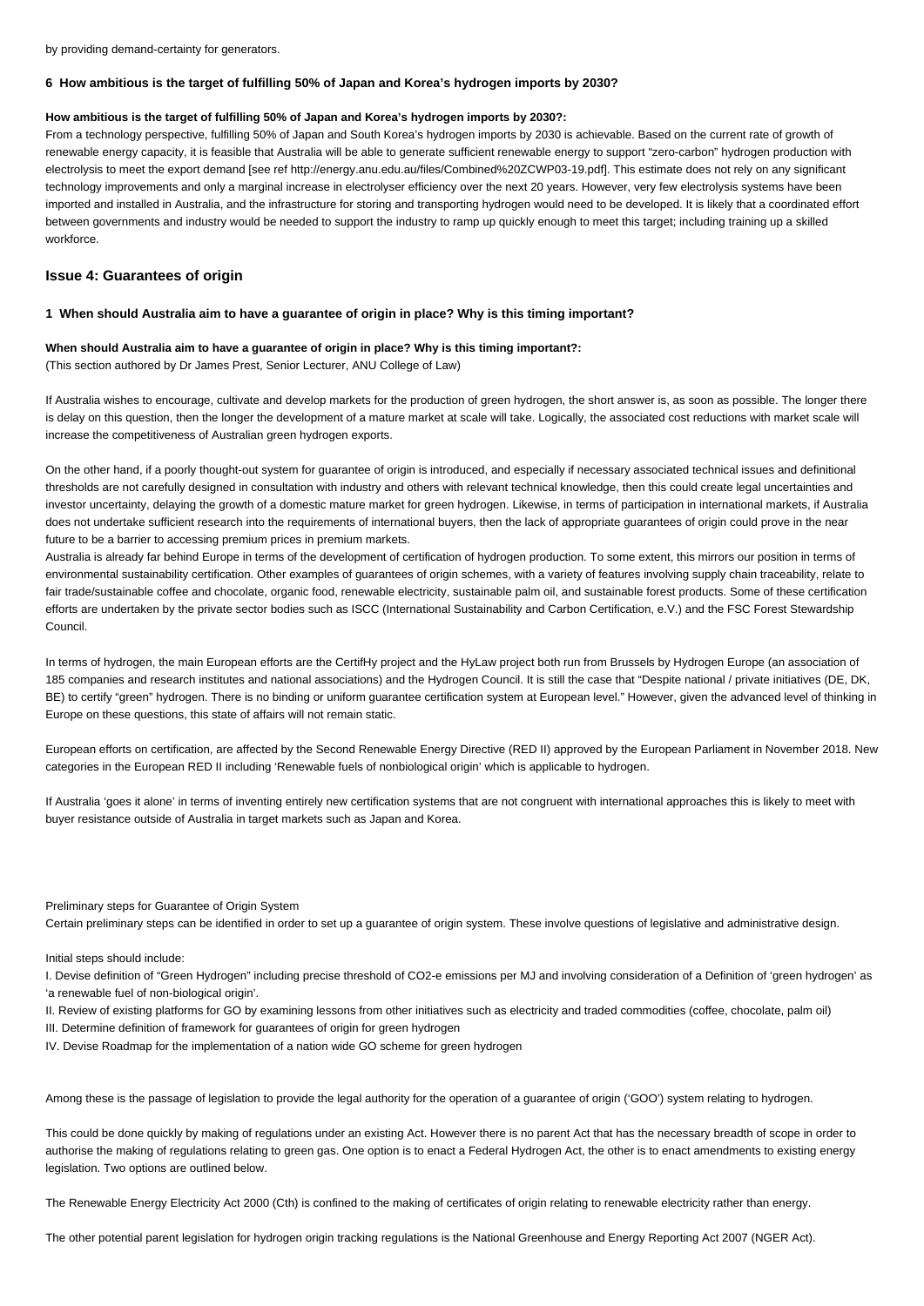by providing demand-certainty for generators.

**6 How ambitious is the target of fulfilling 50% of Japan and Korea's hydrogen imports by 2030?**

**How ambitious is the target of fulfilling 50% of Japan and Korea's hydrogen imports by 2030?:**

From a technology perspective, fulfilling 50% of Japan and South Korea's hydrogen imports by 2030 is achievable. Based on the current rate of growth of renewable energy capacity, it is feasible that Australia will be able to generate sufficient renewable energy to support "zero-carbon" hydrogen production with electrolysis to meet the export demand [see ref http://energy.anu.edu.au/files/Combined%20ZCWP03-19.pdf]. This estimate does not rely on any significant technology improvements and only a marginal increase in electrolyser efficiency over the next 20 years. However, very few electrolysis systems have been imported and installed in Australia, and the infrastructure for storing and transporting hydrogen would need to be developed. It is likely that a coordinated effort between governments and industry would be needed to support the industry to ramp up quickly enough to meet this target; including training up a skilled workforce.

## Issue 4: Guarantees of origin

**1 When should Australia aim to have a guarantee of origin in place? Why is this timing important?**

**When should Australia aim to have a guarantee of origin in place? Why is this timing important?:**

(This section authored by Dr James Prest, Senior Lecturer, ANU College of Law)

If Australia wishes to encourage, cultivate and develop markets for the production of green hydrogen, the short answer is, as soon as possible. The longer there is delay on this question, then the longer the development of a mature market at scale will take. Logically, the associated cost reductions with market scale will increase the competitiveness of Australian green hydrogen exports.

On the other hand, if a poorly thought-out system for guarantee of origin is introduced, and especially if necessary associated technical issues and definitional thresholds are not carefully designed in consultation with industry and others with relevant technical knowledge, then this could create legal uncertainties and investor uncertainty, delaying the growth of a domestic mature market for green hydrogen. Likewise, in terms of participation in international markets, if Australia does not undertake sufficient research into the requirements of international buyers, then the lack of appropriate guarantees of origin could prove in the near future to be a barrier to accessing premium prices in premium markets.

Australia is already far behind Europe in terms of the development of certification of hydrogen production. To some extent, this mirrors our position in terms of environmental sustainability certification. Other examples of guarantees of origin schemes, with a variety of features involving supply chain traceability, relate to fair trade/sustainable coffee and chocolate, organic food, renewable electricity, sustainable palm oil, and sustainable forest products. Some of these certification efforts are undertaken by the private sector bodies such as ISCC (International Sustainability and Carbon Certification, e.V.) and the FSC Forest Stewardship Council.

In terms of hydrogen, the main European efforts are the CertifHy project and the HyLaw project both run from Brussels by Hydrogen Europe (an association of 185 companies and research institutes and national associations) and the Hydrogen Council. It is still the case that "Despite national / private initiatives (DE, DK, BE) to certify "green" hydrogen. There is no binding or uniform guarantee certification system at European level." However, given the advanced level of thinking in Europe on these questions, this state of affairs will not remain static.

European efforts on certification, are affected by the Second Renewable Energy Directive (RED II) approved by the European Parliament in November 2018. New categories in the European RED II including 'Renewable fuels of nonbiological origin' which is applicable to hydrogen.

If Australia 'goes it alone' in terms of inventing entirely new certification systems that are not congruent with international approaches this is likely to meet with buyer resistance outside of Australia in target markets such as Japan and Korea.

Preliminary steps for Guarantee of Origin System

Certain preliminary steps can be identified in order to set up a guarantee of origin system. These involve questions of legislative and administrative design.

Initial steps should include:

I. Devise definition of "Green Hydrogen" including precise threshold of CO2-e emissions per MJ and involving consideration of a Definition of 'green hydrogen' as 'a renewable fuel of non-biological origin'.

II. Review of existing platforms for GO by examining lessons from other initiatives such as electricity and traded commodities (coffee, chocolate, palm oil)

III. Determine definition of framework for guarantees of origin for green hydrogen

IV. Devise Roadmap for the implementation of a nation wide GO scheme for green hydrogen

Among these is the passage of legislation to provide the legal authority for the operation of a guarantee of origin ('GOO') system relating to hydrogen.

This could be done quickly by making of regulations under an existing Act. However there is no parent Act that has the necessary breadth of scope in order to authorise the making of regulations relating to green gas. One option is to enact a Federal Hydrogen Act, the other is to enact amendments to existing energy legislation. Two options are outlined below.

The Renewable Energy Electricity Act 2000 (Cth) is confined to the making of certificates of origin relating to renewable electricity rather than energy.

The other potential parent legislation for hydrogen origin tracking regulations is the National Greenhouse and Energy Reporting Act 2007 (NGER Act).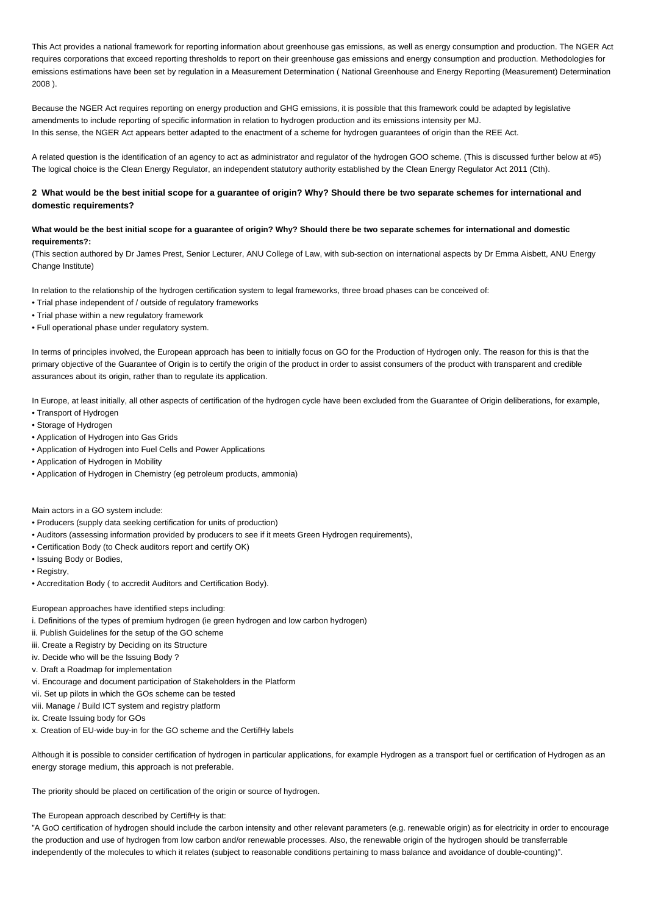This Act provides a national framework for reporting information about greenhouse gas emissions, as well as energy consumption and production. The NGER Act requires corporations that exceed reporting thresholds to report on their greenhouse gas emissions and energy consumption and production. Methodologies for emissions estimations have been set by regulation in a Measurement Determination ( National Greenhouse and Energy Reporting (Measurement) Determination 2008 ).

Because the NGER Act requires reporting on energy production and GHG emissions, it is possible that this framework could be adapted by legislative amendments to include reporting of specific information in relation to hydrogen production and its emissions intensity per MJ.
In this sense, the NGER Act appears better adapted to the enactment of a scheme for hydrogen guarantees of origin than the REE Act.

A related question is the identification of an agency to act as administrator and regulator of the hydrogen GOO scheme. (This is discussed further below at #5) The logical choice is the Clean Energy Regulator, an independent statutory authority established by the Clean Energy Regulator Act 2011 (Cth).

## 2 What would be the best initial scope for a guarantee of origin? Why? Should there be two separate schemes for international and domestic requirements?

**What would be the best initial scope for a guarantee of origin? Why? Should there be two separate schemes for international and domestic requirements?:**
(This section authored by Dr James Prest, Senior Lecturer, ANU College of Law, with sub-section on international aspects by Dr Emma Aisbett, ANU Energy Change Institute)

In relation to the relationship of the hydrogen certification system to legal frameworks, three broad phases can be conceived of:
• Trial phase independent of / outside of regulatory frameworks
• Trial phase within a new regulatory framework
• Full operational phase under regulatory system.

In terms of principles involved, the European approach has been to initially focus on GO for the Production of Hydrogen only. The reason for this is that the primary objective of the Guarantee of Origin is to certify the origin of the product in order to assist consumers of the product with transparent and credible assurances about its origin, rather than to regulate its application.

In Europe, at least initially, all other aspects of certification of the hydrogen cycle have been excluded from the Guarantee of Origin deliberations, for example,
• Transport of Hydrogen
• Storage of Hydrogen
• Application of Hydrogen into Gas Grids
• Application of Hydrogen into Fuel Cells and Power Applications
• Application of Hydrogen in Mobility
• Application of Hydrogen in Chemistry (eg petroleum products, ammonia)

Main actors in a GO system include:
• Producers (supply data seeking certification for units of production)
• Auditors (assessing information provided by producers to see if it meets Green Hydrogen requirements),
• Certification Body (to Check auditors report and certify OK)
• Issuing Body or Bodies,
• Registry,
• Accreditation Body ( to accredit Auditors and Certification Body).

European approaches have identified steps including:
i. Definitions of the types of premium hydrogen (ie green hydrogen and low carbon hydrogen)
ii. Publish Guidelines for the setup of the GO scheme
iii. Create a Registry by Deciding on its Structure
iv. Decide who will be the Issuing Body ?
v. Draft a Roadmap for implementation
vi. Encourage and document participation of Stakeholders in the Platform
vii. Set up pilots in which the GOs scheme can be tested
viii. Manage / Build ICT system and registry platform
ix. Create Issuing body for GOs
x. Creation of EU-wide buy-in for the GO scheme and the CertifHy labels

Although it is possible to consider certification of hydrogen in particular applications, for example Hydrogen as a transport fuel or certification of Hydrogen as an energy storage medium, this approach is not preferable.

The priority should be placed on certification of the origin or source of hydrogen.

The European approach described by CertifHy is that:
"A GoO certification of hydrogen should include the carbon intensity and other relevant parameters (e.g. renewable origin) as for electricity in order to encourage the production and use of hydrogen from low carbon and/or renewable processes. Also, the renewable origin of the hydrogen should be transferrable independently of the molecules to which it relates (subject to reasonable conditions pertaining to mass balance and avoidance of double-counting)".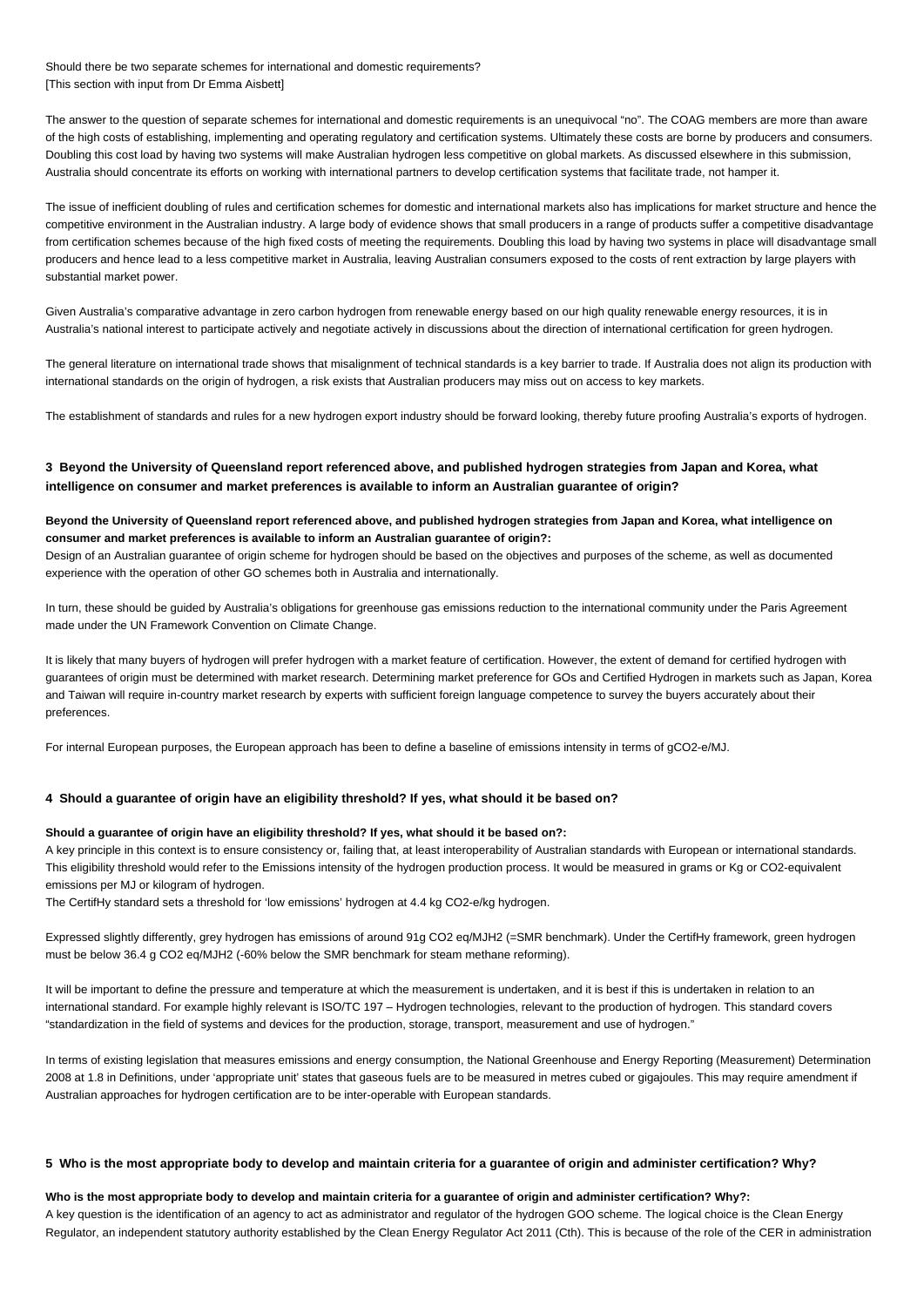Should there be two separate schemes for international and domestic requirements?
[This section with input from Dr Emma Aisbett]

The answer to the question of separate schemes for international and domestic requirements is an unequivocal "no". The COAG members are more than aware of the high costs of establishing, implementing and operating regulatory and certification systems. Ultimately these costs are borne by producers and consumers. Doubling this cost load by having two systems will make Australian hydrogen less competitive on global markets. As discussed elsewhere in this submission, Australia should concentrate its efforts on working with international partners to develop certification systems that facilitate trade, not hamper it.

The issue of inefficient doubling of rules and certification schemes for domestic and international markets also has implications for market structure and hence the competitive environment in the Australian industry. A large body of evidence shows that small producers in a range of products suffer a competitive disadvantage from certification schemes because of the high fixed costs of meeting the requirements. Doubling this load by having two systems in place will disadvantage small producers and hence lead to a less competitive market in Australia, leaving Australian consumers exposed to the costs of rent extraction by large players with substantial market power.

Given Australia's comparative advantage in zero carbon hydrogen from renewable energy based on our high quality renewable energy resources, it is in Australia's national interest to participate actively and negotiate actively in discussions about the direction of international certification for green hydrogen.

The general literature on international trade shows that misalignment of technical standards is a key barrier to trade. If Australia does not align its production with international standards on the origin of hydrogen, a risk exists that Australian producers may miss out on access to key markets.

The establishment of standards and rules for a new hydrogen export industry should be forward looking, thereby future proofing Australia's exports of hydrogen.

### 3 Beyond the University of Queensland report referenced above, and published hydrogen strategies from Japan and Korea, what intelligence on consumer and market preferences is available to inform an Australian guarantee of origin?

**Beyond the University of Queensland report referenced above, and published hydrogen strategies from Japan and Korea, what intelligence on consumer and market preferences is available to inform an Australian guarantee of origin?:**
Design of an Australian guarantee of origin scheme for hydrogen should be based on the objectives and purposes of the scheme, as well as documented experience with the operation of other GO schemes both in Australia and internationally.

In turn, these should be guided by Australia's obligations for greenhouse gas emissions reduction to the international community under the Paris Agreement made under the UN Framework Convention on Climate Change.

It is likely that many buyers of hydrogen will prefer hydrogen with a market feature of certification. However, the extent of demand for certified hydrogen with guarantees of origin must be determined with market research. Determining market preference for GOs and Certified Hydrogen in markets such as Japan, Korea and Taiwan will require in-country market research by experts with sufficient foreign language competence to survey the buyers accurately about their preferences.

For internal European purposes, the European approach has been to define a baseline of emissions intensity in terms of gCO2-e/MJ.

### 4 Should a guarantee of origin have an eligibility threshold? If yes, what should it be based on?

**Should a guarantee of origin have an eligibility threshold? If yes, what should it be based on?:**
A key principle in this context is to ensure consistency or, failing that, at least interoperability of Australian standards with European or international standards. This eligibility threshold would refer to the Emissions intensity of the hydrogen production process. It would be measured in grams or Kg or CO2-equivalent emissions per MJ or kilogram of hydrogen.
The CertifHy standard sets a threshold for 'low emissions' hydrogen at 4.4 kg CO2-e/kg hydrogen.

Expressed slightly differently, grey hydrogen has emissions of around 91g CO2 eq/MJH2 (=SMR benchmark). Under the CertifHy framework, green hydrogen must be below 36.4 g CO2 eq/MJH2 (-60% below the SMR benchmark for steam methane reforming).

It will be important to define the pressure and temperature at which the measurement is undertaken, and it is best if this is undertaken in relation to an international standard. For example highly relevant is ISO/TC 197 – Hydrogen technologies, relevant to the production of hydrogen. This standard covers "standardization in the field of systems and devices for the production, storage, transport, measurement and use of hydrogen."

In terms of existing legislation that measures emissions and energy consumption, the National Greenhouse and Energy Reporting (Measurement) Determination 2008 at 1.8 in Definitions, under 'appropriate unit' states that gaseous fuels are to be measured in metres cubed or gigajoules. This may require amendment if Australian approaches for hydrogen certification are to be inter-operable with European standards.

### 5 Who is the most appropriate body to develop and maintain criteria for a guarantee of origin and administer certification? Why?

**Who is the most appropriate body to develop and maintain criteria for a guarantee of origin and administer certification? Why?:**
A key question is the identification of an agency to act as administrator and regulator of the hydrogen GOO scheme. The logical choice is the Clean Energy Regulator, an independent statutory authority established by the Clean Energy Regulator Act 2011 (Cth). This is because of the role of the CER in administration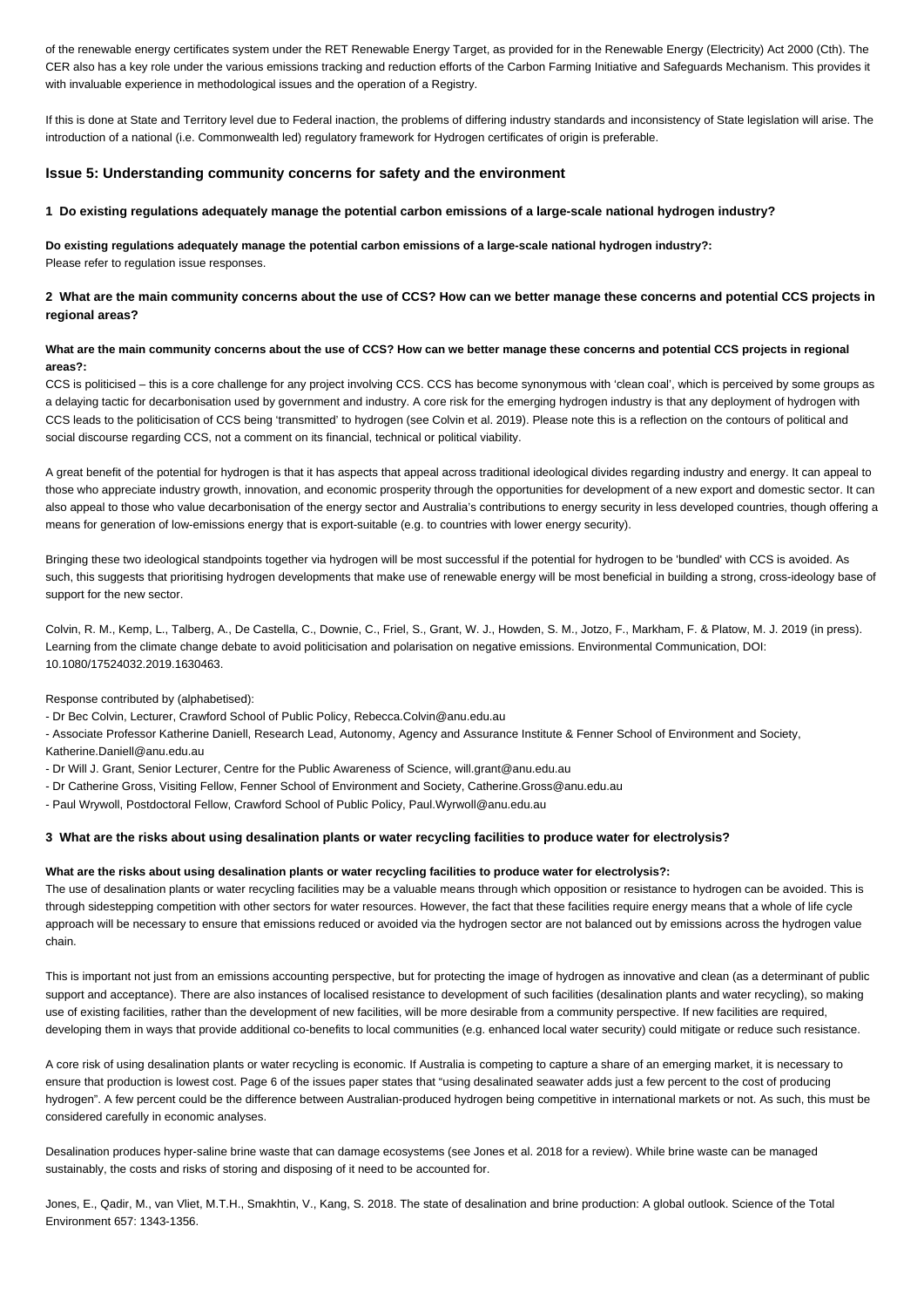of the renewable energy certificates system under the RET Renewable Energy Target, as provided for in the Renewable Energy (Electricity) Act 2000 (Cth). The CER also has a key role under the various emissions tracking and reduction efforts of the Carbon Farming Initiative and Safeguards Mechanism. This provides it with invaluable experience in methodological issues and the operation of a Registry.

If this is done at State and Territory level due to Federal inaction, the problems of differing industry standards and inconsistency of State legislation will arise. The introduction of a national (i.e. Commonwealth led) regulatory framework for Hydrogen certificates of origin is preferable.

## Issue 5: Understanding community concerns for safety and the environment

### 1 Do existing regulations adequately manage the potential carbon emissions of a large-scale national hydrogen industry?

**Do existing regulations adequately manage the potential carbon emissions of a large-scale national hydrogen industry?:**
Please refer to regulation issue responses.

### 2 What are the main community concerns about the use of CCS? How can we better manage these concerns and potential CCS projects in regional areas?

**What are the main community concerns about the use of CCS? How can we better manage these concerns and potential CCS projects in regional areas?:**
CCS is politicised – this is a core challenge for any project involving CCS. CCS has become synonymous with 'clean coal', which is perceived by some groups as a delaying tactic for decarbonisation used by government and industry. A core risk for the emerging hydrogen industry is that any deployment of hydrogen with CCS leads to the politicisation of CCS being 'transmitted' to hydrogen (see Colvin et al. 2019). Please note this is a reflection on the contours of political and social discourse regarding CCS, not a comment on its financial, technical or political viability.

A great benefit of the potential for hydrogen is that it has aspects that appeal across traditional ideological divides regarding industry and energy. It can appeal to those who appreciate industry growth, innovation, and economic prosperity through the opportunities for development of a new export and domestic sector. It can also appeal to those who value decarbonisation of the energy sector and Australia's contributions to energy security in less developed countries, though offering a means for generation of low-emissions energy that is export-suitable (e.g. to countries with lower energy security).

Bringing these two ideological standpoints together via hydrogen will be most successful if the potential for hydrogen to be 'bundled' with CCS is avoided. As such, this suggests that prioritising hydrogen developments that make use of renewable energy will be most beneficial in building a strong, cross-ideology base of support for the new sector.

Colvin, R. M., Kemp, L., Talberg, A., De Castella, C., Downie, C., Friel, S., Grant, W. J., Howden, S. M., Jotzo, F., Markham, F. & Platow, M. J. 2019 (in press). Learning from the climate change debate to avoid politicisation and polarisation on negative emissions. Environmental Communication, DOI: 10.1080/17524032.2019.1630463.

Response contributed by (alphabetised):

- Dr Bec Colvin, Lecturer, Crawford School of Public Policy, Rebecca.Colvin@anu.edu.au
- Associate Professor Katherine Daniell, Research Lead, Autonomy, Agency and Assurance Institute & Fenner School of Environment and Society, Katherine.Daniell@anu.edu.au
- Dr Will J. Grant, Senior Lecturer, Centre for the Public Awareness of Science, will.grant@anu.edu.au
- Dr Catherine Gross, Visiting Fellow, Fenner School of Environment and Society, Catherine.Gross@anu.edu.au
- Paul Wrywoll, Postdoctoral Fellow, Crawford School of Public Policy, Paul.Wyrwoll@anu.edu.au

### 3 What are the risks about using desalination plants or water recycling facilities to produce water for electrolysis?

**What are the risks about using desalination plants or water recycling facilities to produce water for electrolysis?:**
The use of desalination plants or water recycling facilities may be a valuable means through which opposition or resistance to hydrogen can be avoided. This is through sidestepping competition with other sectors for water resources. However, the fact that these facilities require energy means that a whole of life cycle approach will be necessary to ensure that emissions reduced or avoided via the hydrogen sector are not balanced out by emissions across the hydrogen value chain.

This is important not just from an emissions accounting perspective, but for protecting the image of hydrogen as innovative and clean (as a determinant of public support and acceptance). There are also instances of localised resistance to development of such facilities (desalination plants and water recycling), so making use of existing facilities, rather than the development of new facilities, will be more desirable from a community perspective. If new facilities are required, developing them in ways that provide additional co-benefits to local communities (e.g. enhanced local water security) could mitigate or reduce such resistance.

A core risk of using desalination plants or water recycling is economic. If Australia is competing to capture a share of an emerging market, it is necessary to ensure that production is lowest cost. Page 6 of the issues paper states that "using desalinated seawater adds just a few percent to the cost of producing hydrogen". A few percent could be the difference between Australian-produced hydrogen being competitive in international markets or not. As such, this must be considered carefully in economic analyses.

Desalination produces hyper-saline brine waste that can damage ecosystems (see Jones et al. 2018 for a review). While brine waste can be managed sustainably, the costs and risks of storing and disposing of it need to be accounted for.

Jones, E., Qadir, M., van Vliet, M.T.H., Smakhtin, V., Kang, S. 2018. The state of desalination and brine production: A global outlook. Science of the Total Environment 657: 1343-1356.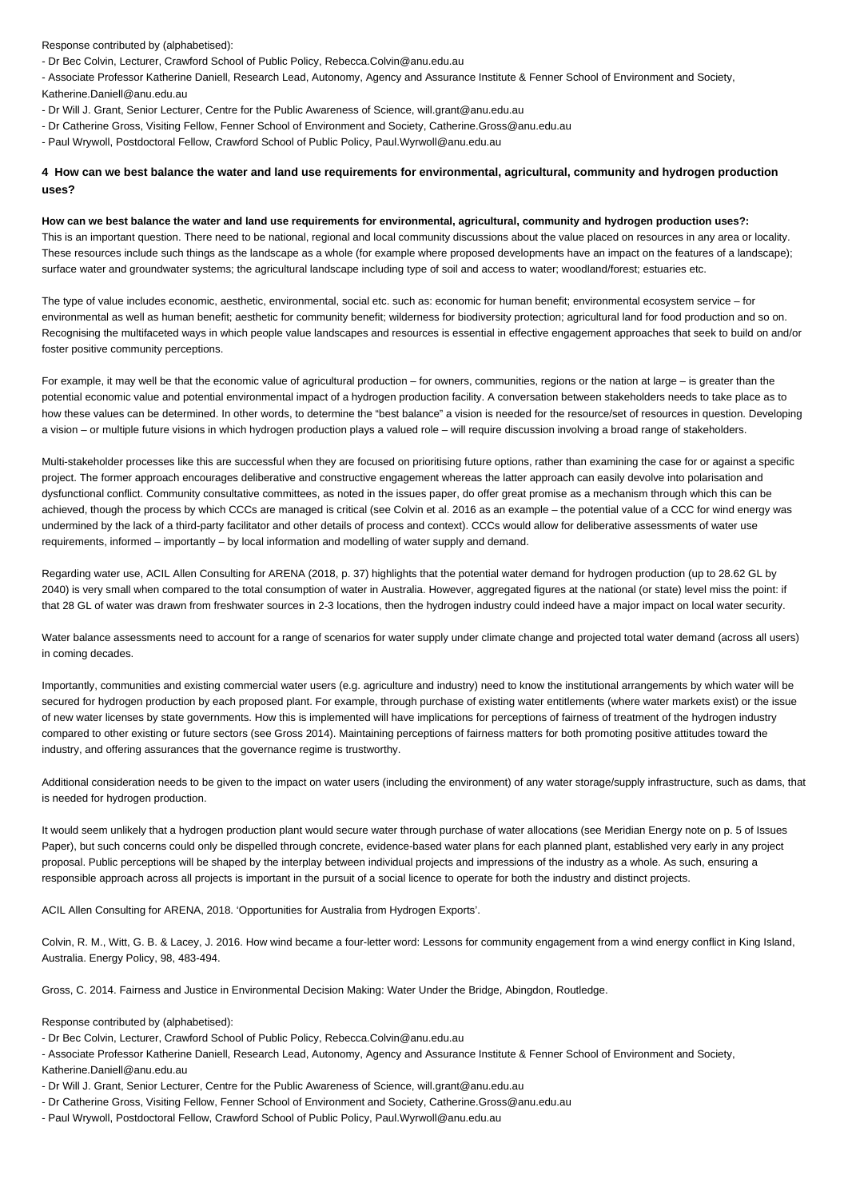Response contributed by (alphabetised):
- Dr Bec Colvin, Lecturer, Crawford School of Public Policy, Rebecca.Colvin@anu.edu.au
- Associate Professor Katherine Daniell, Research Lead, Autonomy, Agency and Assurance Institute & Fenner School of Environment and Society, Katherine.Daniell@anu.edu.au
- Dr Will J. Grant, Senior Lecturer, Centre for the Public Awareness of Science, will.grant@anu.edu.au
- Dr Catherine Gross, Visiting Fellow, Fenner School of Environment and Society, Catherine.Gross@anu.edu.au
- Paul Wrywoll, Postdoctoral Fellow, Crawford School of Public Policy, Paul.Wyrwoll@anu.edu.au

### 4 How can we best balance the water and land use requirements for environmental, agricultural, community and hydrogen production uses?

**How can we best balance the water and land use requirements for environmental, agricultural, community and hydrogen production uses?:**
This is an important question. There need to be national, regional and local community discussions about the value placed on resources in any area or locality. These resources include such things as the landscape as a whole (for example where proposed developments have an impact on the features of a landscape); surface water and groundwater systems; the agricultural landscape including type of soil and access to water; woodland/forest; estuaries etc.

The type of value includes economic, aesthetic, environmental, social etc. such as: economic for human benefit; environmental ecosystem service – for environmental as well as human benefit; aesthetic for community benefit; wilderness for biodiversity protection; agricultural land for food production and so on. Recognising the multifaceted ways in which people value landscapes and resources is essential in effective engagement approaches that seek to build on and/or foster positive community perceptions.

For example, it may well be that the economic value of agricultural production – for owners, communities, regions or the nation at large – is greater than the potential economic value and potential environmental impact of a hydrogen production facility. A conversation between stakeholders needs to take place as to how these values can be determined. In other words, to determine the "best balance" a vision is needed for the resource/set of resources in question. Developing a vision – or multiple future visions in which hydrogen production plays a valued role – will require discussion involving a broad range of stakeholders.

Multi-stakeholder processes like this are successful when they are focused on prioritising future options, rather than examining the case for or against a specific project. The former approach encourages deliberative and constructive engagement whereas the latter approach can easily devolve into polarisation and dysfunctional conflict. Community consultative committees, as noted in the issues paper, do offer great promise as a mechanism through which this can be achieved, though the process by which CCCs are managed is critical (see Colvin et al. 2016 as an example – the potential value of a CCC for wind energy was undermined by the lack of a third-party facilitator and other details of process and context). CCCs would allow for deliberative assessments of water use requirements, informed – importantly – by local information and modelling of water supply and demand.

Regarding water use, ACIL Allen Consulting for ARENA (2018, p. 37) highlights that the potential water demand for hydrogen production (up to 28.62 GL by 2040) is very small when compared to the total consumption of water in Australia. However, aggregated figures at the national (or state) level miss the point: if that 28 GL of water was drawn from freshwater sources in 2-3 locations, then the hydrogen industry could indeed have a major impact on local water security.

Water balance assessments need to account for a range of scenarios for water supply under climate change and projected total water demand (across all users) in coming decades.

Importantly, communities and existing commercial water users (e.g. agriculture and industry) need to know the institutional arrangements by which water will be secured for hydrogen production by each proposed plant. For example, through purchase of existing water entitlements (where water markets exist) or the issue of new water licenses by state governments. How this is implemented will have implications for perceptions of fairness of treatment of the hydrogen industry compared to other existing or future sectors (see Gross 2014). Maintaining perceptions of fairness matters for both promoting positive attitudes toward the industry, and offering assurances that the governance regime is trustworthy.

Additional consideration needs to be given to the impact on water users (including the environment) of any water storage/supply infrastructure, such as dams, that is needed for hydrogen production.

It would seem unlikely that a hydrogen production plant would secure water through purchase of water allocations (see Meridian Energy note on p. 5 of Issues Paper), but such concerns could only be dispelled through concrete, evidence-based water plans for each planned plant, established very early in any project proposal. Public perceptions will be shaped by the interplay between individual projects and impressions of the industry as a whole. As such, ensuring a responsible approach across all projects is important in the pursuit of a social licence to operate for both the industry and distinct projects.

ACIL Allen Consulting for ARENA, 2018. 'Opportunities for Australia from Hydrogen Exports'.

Colvin, R. M., Witt, G. B. & Lacey, J. 2016. How wind became a four-letter word: Lessons for community engagement from a wind energy conflict in King Island, Australia. Energy Policy, 98, 483-494.

Gross, C. 2014. Fairness and Justice in Environmental Decision Making: Water Under the Bridge, Abingdon, Routledge.

Response contributed by (alphabetised):
- Dr Bec Colvin, Lecturer, Crawford School of Public Policy, Rebecca.Colvin@anu.edu.au
- Associate Professor Katherine Daniell, Research Lead, Autonomy, Agency and Assurance Institute & Fenner School of Environment and Society, Katherine.Daniell@anu.edu.au
- Dr Will J. Grant, Senior Lecturer, Centre for the Public Awareness of Science, will.grant@anu.edu.au
- Dr Catherine Gross, Visiting Fellow, Fenner School of Environment and Society, Catherine.Gross@anu.edu.au
- Paul Wrywoll, Postdoctoral Fellow, Crawford School of Public Policy, Paul.Wyrwoll@anu.edu.au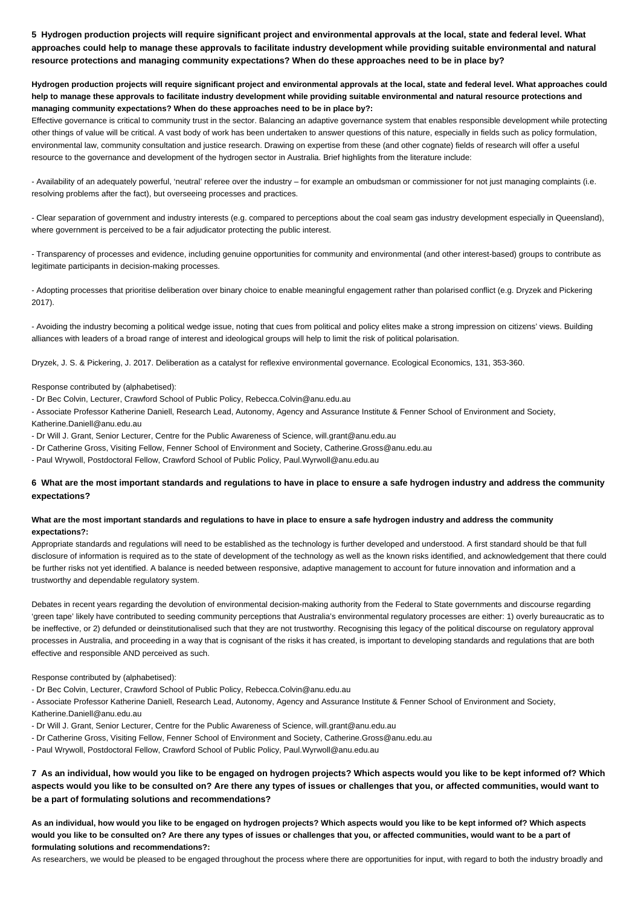### 5 Hydrogen production projects will require significant project and environmental approvals at the local, state and federal level. What approaches could help to manage these approvals to facilitate industry development while providing suitable environmental and natural resource protections and managing community expectations? When do these approaches need to be in place by?

**Hydrogen production projects will require significant project and environmental approvals at the local, state and federal level. What approaches could help to manage these approvals to facilitate industry development while providing suitable environmental and natural resource protections and managing community expectations? When do these approaches need to be in place by?:**

Effective governance is critical to community trust in the sector. Balancing an adaptive governance system that enables responsible development while protecting other things of value will be critical. A vast body of work has been undertaken to answer questions of this nature, especially in fields such as policy formulation, environmental law, community consultation and justice research. Drawing on expertise from these (and other cognate) fields of research will offer a useful resource to the governance and development of the hydrogen sector in Australia. Brief highlights from the literature include:

- Availability of an adequately powerful, 'neutral' referee over the industry – for example an ombudsman or commissioner for not just managing complaints (i.e. resolving problems after the fact), but overseeing processes and practices.

- Clear separation of government and industry interests (e.g. compared to perceptions about the coal seam gas industry development especially in Queensland), where government is perceived to be a fair adjudicator protecting the public interest.

- Transparency of processes and evidence, including genuine opportunities for community and environmental (and other interest-based) groups to contribute as legitimate participants in decision-making processes.

- Adopting processes that prioritise deliberation over binary choice to enable meaningful engagement rather than polarised conflict (e.g. Dryzek and Pickering 2017).

- Avoiding the industry becoming a political wedge issue, noting that cues from political and policy elites make a strong impression on citizens' views. Building alliances with leaders of a broad range of interest and ideological groups will help to limit the risk of political polarisation.

Dryzek, J. S. & Pickering, J. 2017. Deliberation as a catalyst for reflexive environmental governance. Ecological Economics, 131, 353-360.

Response contributed by (alphabetised):

- Dr Bec Colvin, Lecturer, Crawford School of Public Policy, Rebecca.Colvin@anu.edu.au
- Associate Professor Katherine Daniell, Research Lead, Autonomy, Agency and Assurance Institute & Fenner School of Environment and Society, Katherine.Daniell@anu.edu.au
- Dr Will J. Grant, Senior Lecturer, Centre for the Public Awareness of Science, will.grant@anu.edu.au
- Dr Catherine Gross, Visiting Fellow, Fenner School of Environment and Society, Catherine.Gross@anu.edu.au
- Paul Wrywoll, Postdoctoral Fellow, Crawford School of Public Policy, Paul.Wyrwoll@anu.edu.au

### 6 What are the most important standards and regulations to have in place to ensure a safe hydrogen industry and address the community expectations?

**What are the most important standards and regulations to have in place to ensure a safe hydrogen industry and address the community expectations?:**

Appropriate standards and regulations will need to be established as the technology is further developed and understood. A first standard should be that full disclosure of information is required as to the state of development of the technology as well as the known risks identified, and acknowledgement that there could be further risks not yet identified. A balance is needed between responsive, adaptive management to account for future innovation and information and a trustworthy and dependable regulatory system.

Debates in recent years regarding the devolution of environmental decision-making authority from the Federal to State governments and discourse regarding 'green tape' likely have contributed to seeding community perceptions that Australia's environmental regulatory processes are either: 1) overly bureaucratic as to be ineffective, or 2) defunded or deinstitutionalised such that they are not trustworthy. Recognising this legacy of the political discourse on regulatory approval processes in Australia, and proceeding in a way that is cognisant of the risks it has created, is important to developing standards and regulations that are both effective and responsible AND perceived as such.

Response contributed by (alphabetised):

- Dr Bec Colvin, Lecturer, Crawford School of Public Policy, Rebecca.Colvin@anu.edu.au
- Associate Professor Katherine Daniell, Research Lead, Autonomy, Agency and Assurance Institute & Fenner School of Environment and Society, Katherine.Daniell@anu.edu.au
- Dr Will J. Grant, Senior Lecturer, Centre for the Public Awareness of Science, will.grant@anu.edu.au
- Dr Catherine Gross, Visiting Fellow, Fenner School of Environment and Society, Catherine.Gross@anu.edu.au
- Paul Wrywoll, Postdoctoral Fellow, Crawford School of Public Policy, Paul.Wyrwoll@anu.edu.au

### 7 As an individual, how would you like to be engaged on hydrogen projects? Which aspects would you like to be kept informed of? Which aspects would you like to be consulted on? Are there any types of issues or challenges that you, or affected communities, would want to be a part of formulating solutions and recommendations?

**As an individual, how would you like to be engaged on hydrogen projects? Which aspects would you like to be kept informed of? Which aspects would you like to be consulted on? Are there any types of issues or challenges that you, or affected communities, would want to be a part of formulating solutions and recommendations?:**

As researchers, we would be pleased to be engaged throughout the process where there are opportunities for input, with regard to both the industry broadly and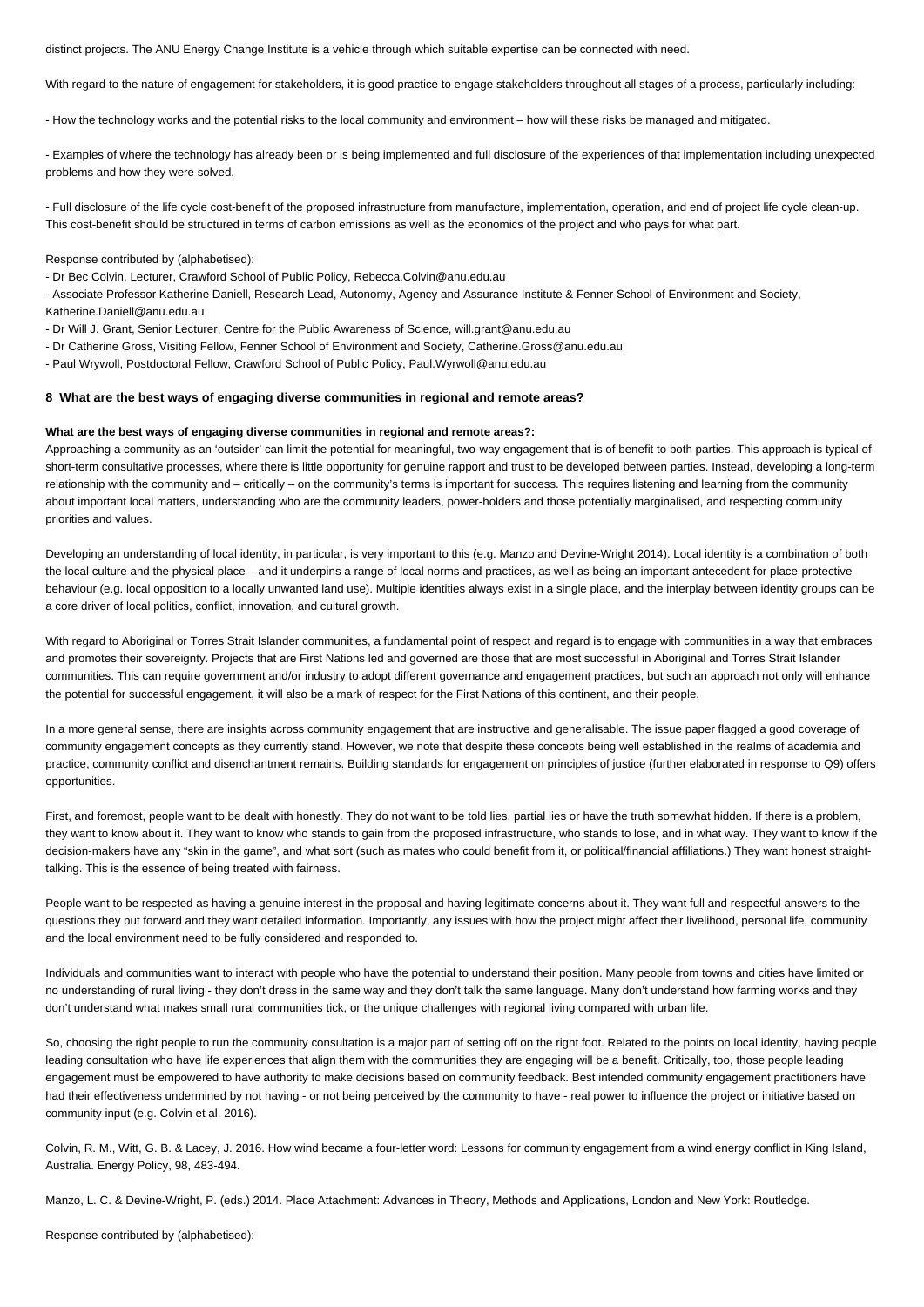distinct projects. The ANU Energy Change Institute is a vehicle through which suitable expertise can be connected with need.

With regard to the nature of engagement for stakeholders, it is good practice to engage stakeholders throughout all stages of a process, particularly including:

- How the technology works and the potential risks to the local community and environment – how will these risks be managed and mitigated.

- Examples of where the technology has already been or is being implemented and full disclosure of the experiences of that implementation including unexpected problems and how they were solved.

- Full disclosure of the life cycle cost-benefit of the proposed infrastructure from manufacture, implementation, operation, and end of project life cycle clean-up. This cost-benefit should be structured in terms of carbon emissions as well as the economics of the project and who pays for what part.

Response contributed by (alphabetised):

- Dr Bec Colvin, Lecturer, Crawford School of Public Policy, Rebecca.Colvin@anu.edu.au
- Associate Professor Katherine Daniell, Research Lead, Autonomy, Agency and Assurance Institute & Fenner School of Environment and Society, Katherine.Daniell@anu.edu.au
- Dr Will J. Grant, Senior Lecturer, Centre for the Public Awareness of Science, will.grant@anu.edu.au
- Dr Catherine Gross, Visiting Fellow, Fenner School of Environment and Society, Catherine.Gross@anu.edu.au
- Paul Wrywoll, Postdoctoral Fellow, Crawford School of Public Policy, Paul.Wyrwoll@anu.edu.au

### 8 What are the best ways of engaging diverse communities in regional and remote areas?

**What are the best ways of engaging diverse communities in regional and remote areas?:**

Approaching a community as an 'outsider' can limit the potential for meaningful, two-way engagement that is of benefit to both parties. This approach is typical of short-term consultative processes, where there is little opportunity for genuine rapport and trust to be developed between parties. Instead, developing a long-term relationship with the community and – critically – on the community's terms is important for success. This requires listening and learning from the community about important local matters, understanding who are the community leaders, power-holders and those potentially marginalised, and respecting community priorities and values.

Developing an understanding of local identity, in particular, is very important to this (e.g. Manzo and Devine-Wright 2014). Local identity is a combination of both the local culture and the physical place – and it underpins a range of local norms and practices, as well as being an important antecedent for place-protective behaviour (e.g. local opposition to a locally unwanted land use). Multiple identities always exist in a single place, and the interplay between identity groups can be a core driver of local politics, conflict, innovation, and cultural growth.

With regard to Aboriginal or Torres Strait Islander communities, a fundamental point of respect and regard is to engage with communities in a way that embraces and promotes their sovereignty. Projects that are First Nations led and governed are those that are most successful in Aboriginal and Torres Strait Islander communities. This can require government and/or industry to adopt different governance and engagement practices, but such an approach not only will enhance the potential for successful engagement, it will also be a mark of respect for the First Nations of this continent, and their people.

In a more general sense, there are insights across community engagement that are instructive and generalisable. The issue paper flagged a good coverage of community engagement concepts as they currently stand. However, we note that despite these concepts being well established in the realms of academia and practice, community conflict and disenchantment remains. Building standards for engagement on principles of justice (further elaborated in response to Q9) offers opportunities.

First, and foremost, people want to be dealt with honestly. They do not want to be told lies, partial lies or have the truth somewhat hidden. If there is a problem, they want to know about it. They want to know who stands to gain from the proposed infrastructure, who stands to lose, and in what way. They want to know if the decision-makers have any "skin in the game", and what sort (such as mates who could benefit from it, or political/financial affiliations.) They want honest straight-talking. This is the essence of being treated with fairness.

People want to be respected as having a genuine interest in the proposal and having legitimate concerns about it. They want full and respectful answers to the questions they put forward and they want detailed information. Importantly, any issues with how the project might affect their livelihood, personal life, community and the local environment need to be fully considered and responded to.

Individuals and communities want to interact with people who have the potential to understand their position. Many people from towns and cities have limited or no understanding of rural living - they don't dress in the same way and they don't talk the same language. Many don't understand how farming works and they don't understand what makes small rural communities tick, or the unique challenges with regional living compared with urban life.

So, choosing the right people to run the community consultation is a major part of setting off on the right foot. Related to the points on local identity, having people leading consultation who have life experiences that align them with the communities they are engaging will be a benefit. Critically, too, those people leading engagement must be empowered to have authority to make decisions based on community feedback. Best intended community engagement practitioners have had their effectiveness undermined by not having - or not being perceived by the community to have - real power to influence the project or initiative based on community input (e.g. Colvin et al. 2016).

Colvin, R. M., Witt, G. B. & Lacey, J. 2016. How wind became a four-letter word: Lessons for community engagement from a wind energy conflict in King Island, Australia. Energy Policy, 98, 483-494.

Manzo, L. C. & Devine-Wright, P. (eds.) 2014. Place Attachment: Advances in Theory, Methods and Applications, London and New York: Routledge.

Response contributed by (alphabetised):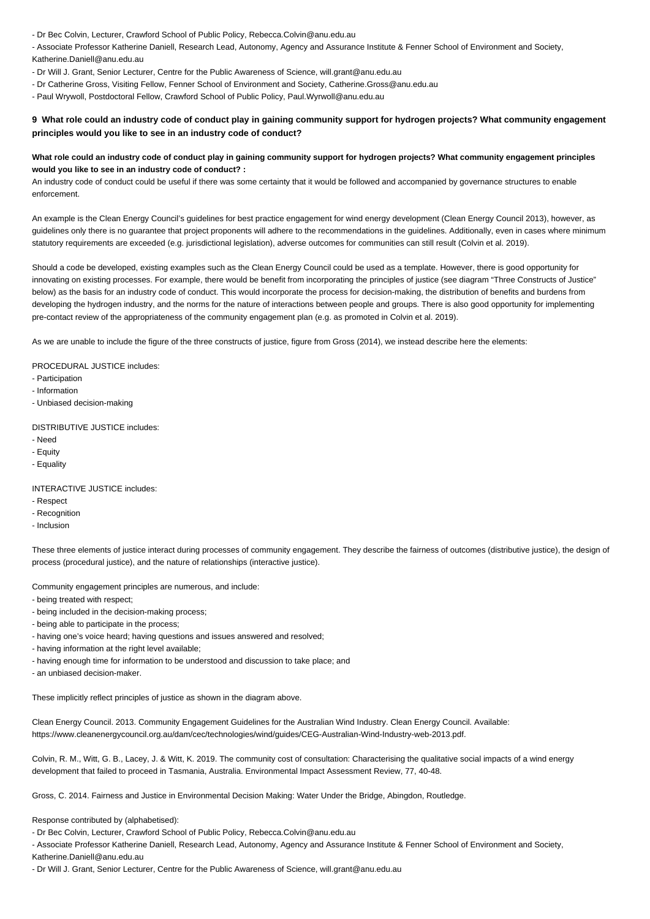- Dr Bec Colvin, Lecturer, Crawford School of Public Policy, Rebecca.Colvin@anu.edu.au
- Associate Professor Katherine Daniell, Research Lead, Autonomy, Agency and Assurance Institute & Fenner School of Environment and Society, Katherine.Daniell@anu.edu.au
- Dr Will J. Grant, Senior Lecturer, Centre for the Public Awareness of Science, will.grant@anu.edu.au
- Dr Catherine Gross, Visiting Fellow, Fenner School of Environment and Society, Catherine.Gross@anu.edu.au
- Paul Wrywoll, Postdoctoral Fellow, Crawford School of Public Policy, Paul.Wyrwoll@anu.edu.au

## 9 What role could an industry code of conduct play in gaining community support for hydrogen projects? What community engagement principles would you like to see in an industry code of conduct?

**What role could an industry code of conduct play in gaining community support for hydrogen projects? What community engagement principles would you like to see in an industry code of conduct? :**

An industry code of conduct could be useful if there was some certainty that it would be followed and accompanied by governance structures to enable enforcement.

An example is the Clean Energy Council's guidelines for best practice engagement for wind energy development (Clean Energy Council 2013), however, as guidelines only there is no guarantee that project proponents will adhere to the recommendations in the guidelines. Additionally, even in cases where minimum statutory requirements are exceeded (e.g. jurisdictional legislation), adverse outcomes for communities can still result (Colvin et al. 2019).

Should a code be developed, existing examples such as the Clean Energy Council could be used as a template. However, there is good opportunity for innovating on existing processes. For example, there would be benefit from incorporating the principles of justice (see diagram "Three Constructs of Justice" below) as the basis for an industry code of conduct. This would incorporate the process for decision-making, the distribution of benefits and burdens from developing the hydrogen industry, and the norms for the nature of interactions between people and groups. There is also good opportunity for implementing pre-contact review of the appropriateness of the community engagement plan (e.g. as promoted in Colvin et al. 2019).

As we are unable to include the figure of the three constructs of justice, figure from Gross (2014), we instead describe here the elements:

PROCEDURAL JUSTICE includes:
- Participation
- Information
- Unbiased decision-making

DISTRIBUTIVE JUSTICE includes:
- Need
- Equity
- Equality

INTERACTIVE JUSTICE includes:
- Respect
- Recognition
- Inclusion

These three elements of justice interact during processes of community engagement. They describe the fairness of outcomes (distributive justice), the design of process (procedural justice), and the nature of relationships (interactive justice).

Community engagement principles are numerous, and include:
- being treated with respect;
- being included in the decision-making process;
- being able to participate in the process;
- having one's voice heard; having questions and issues answered and resolved;
- having information at the right level available;
- having enough time for information to be understood and discussion to take place; and
- an unbiased decision-maker.

These implicitly reflect principles of justice as shown in the diagram above.

Clean Energy Council. 2013. Community Engagement Guidelines for the Australian Wind Industry. Clean Energy Council. Available: https://www.cleanenergycouncil.org.au/dam/cec/technologies/wind/guides/CEG-Australian-Wind-Industry-web-2013.pdf.

Colvin, R. M., Witt, G. B., Lacey, J. & Witt, K. 2019. The community cost of consultation: Characterising the qualitative social impacts of a wind energy development that failed to proceed in Tasmania, Australia. Environmental Impact Assessment Review, 77, 40-48.

Gross, C. 2014. Fairness and Justice in Environmental Decision Making: Water Under the Bridge, Abingdon, Routledge.

Response contributed by (alphabetised):
- Dr Bec Colvin, Lecturer, Crawford School of Public Policy, Rebecca.Colvin@anu.edu.au
- Associate Professor Katherine Daniell, Research Lead, Autonomy, Agency and Assurance Institute & Fenner School of Environment and Society, Katherine.Daniell@anu.edu.au
- Dr Will J. Grant, Senior Lecturer, Centre for the Public Awareness of Science, will.grant@anu.edu.au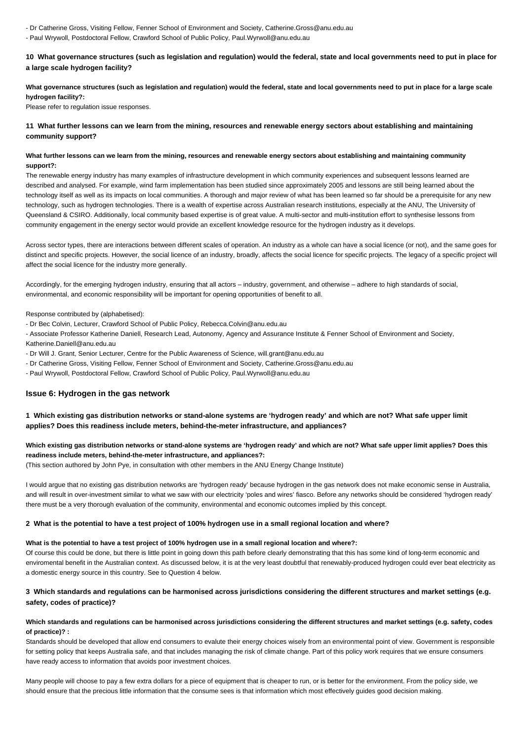- Dr Catherine Gross, Visiting Fellow, Fenner School of Environment and Society, Catherine.Gross@anu.edu.au
- Paul Wrywoll, Postdoctoral Fellow, Crawford School of Public Policy, Paul.Wyrwoll@anu.edu.au

### 10 What governance structures (such as legislation and regulation) would the federal, state and local governments need to put in place for a large scale hydrogen facility?

**What governance structures (such as legislation and regulation) would the federal, state and local governments need to put in place for a large scale hydrogen facility?:**

Please refer to regulation issue responses.

### 11 What further lessons can we learn from the mining, resources and renewable energy sectors about establishing and maintaining community support?

**What further lessons can we learn from the mining, resources and renewable energy sectors about establishing and maintaining community support?:**

The renewable energy industry has many examples of infrastructure development in which community experiences and subsequent lessons learned are described and analysed. For example, wind farm implementation has been studied since approximately 2005 and lessons are still being learned about the technology itself as well as its impacts on local communities. A thorough and major review of what has been learned so far should be a prerequisite for any new technology, such as hydrogen technologies. There is a wealth of expertise across Australian research institutions, especially at the ANU, The University of Queensland & CSIRO. Additionally, local community based expertise is of great value. A multi-sector and multi-institution effort to synthesise lessons from community engagement in the energy sector would provide an excellent knowledge resource for the hydrogen industry as it develops.

Across sector types, there are interactions between different scales of operation. An industry as a whole can have a social licence (or not), and the same goes for distinct and specific projects. However, the social licence of an industry, broadly, affects the social licence for specific projects. The legacy of a specific project will affect the social licence for the industry more generally.

Accordingly, for the emerging hydrogen industry, ensuring that all actors – industry, government, and otherwise – adhere to high standards of social, environmental, and economic responsibility will be important for opening opportunities of benefit to all.

Response contributed by (alphabetised):

- Dr Bec Colvin, Lecturer, Crawford School of Public Policy, Rebecca.Colvin@anu.edu.au
- Associate Professor Katherine Daniell, Research Lead, Autonomy, Agency and Assurance Institute & Fenner School of Environment and Society, Katherine.Daniell@anu.edu.au
- Dr Will J. Grant, Senior Lecturer, Centre for the Public Awareness of Science, will.grant@anu.edu.au
- Dr Catherine Gross, Visiting Fellow, Fenner School of Environment and Society, Catherine.Gross@anu.edu.au
- Paul Wrywoll, Postdoctoral Fellow, Crawford School of Public Policy, Paul.Wyrwoll@anu.edu.au

## Issue 6: Hydrogen in the gas network

### 1 Which existing gas distribution networks or stand-alone systems are 'hydrogen ready' and which are not? What safe upper limit applies? Does this readiness include meters, behind-the-meter infrastructure, and appliances?

**Which existing gas distribution networks or stand-alone systems are 'hydrogen ready' and which are not? What safe upper limit applies? Does this readiness include meters, behind-the-meter infrastructure, and appliances?:**

(This section authored by John Pye, in consultation with other members in the ANU Energy Change Institute)

I would argue that no existing gas distribution networks are 'hydrogen ready' because hydrogen in the gas network does not make economic sense in Australia, and will result in over-investment similar to what we saw with our electricity 'poles and wires' fiasco. Before any networks should be considered 'hydrogen ready' there must be a very thorough evaluation of the community, environmental and economic outcomes implied by this concept.

### 2 What is the potential to have a test project of 100% hydrogen use in a small regional location and where?

**What is the potential to have a test project of 100% hydrogen use in a small regional location and where?:**

Of course this could be done, but there is little point in going down this path before clearly demonstrating that this has some kind of long-term economic and enviromental benefit in the Australian context. As discussed below, it is at the very least doubtful that renewably-produced hydrogen could ever beat electricity as a domestic energy source in this country. See to Question 4 below.

### 3 Which standards and regulations can be harmonised across jurisdictions considering the different structures and market settings (e.g. safety, codes of practice)?

**Which standards and regulations can be harmonised across jurisdictions considering the different structures and market settings (e.g. safety, codes of practice)? :**

Standards should be developed that allow end consumers to evalute their energy choices wisely from an environmental point of view. Government is responsible for setting policy that keeps Australia safe, and that includes managing the risk of climate change. Part of this policy work requires that we ensure consumers have ready access to information that avoids poor investment choices.

Many people will choose to pay a few extra dollars for a piece of equipment that is cheaper to run, or is better for the environment. From the policy side, we should ensure that the precious little information that the consume sees is that information which most effectively guides good decision making.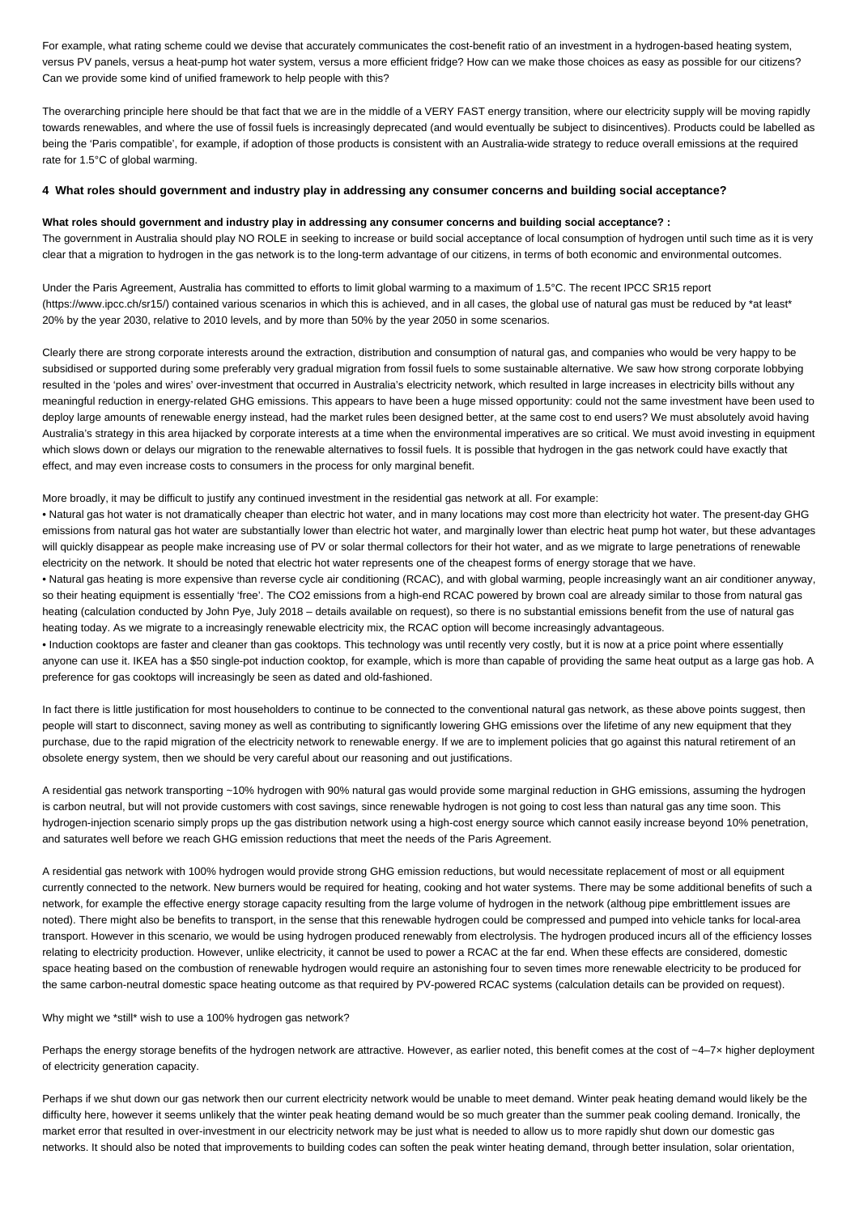For example, what rating scheme could we devise that accurately communicates the cost-benefit ratio of an investment in a hydrogen-based heating system, versus PV panels, versus a heat-pump hot water system, versus a more efficient fridge? How can we make those choices as easy as possible for our citizens? Can we provide some kind of unified framework to help people with this?

The overarching principle here should be that fact that we are in the middle of a VERY FAST energy transition, where our electricity supply will be moving rapidly towards renewables, and where the use of fossil fuels is increasingly deprecated (and would eventually be subject to disincentives). Products could be labelled as being the 'Paris compatible', for example, if adoption of those products is consistent with an Australia-wide strategy to reduce overall emissions at the required rate for 1.5°C of global warming.

#### 4 What roles should government and industry play in addressing any consumer concerns and building social acceptance?

**What roles should government and industry play in addressing any consumer concerns and building social acceptance? :**

The government in Australia should play NO ROLE in seeking to increase or build social acceptance of local consumption of hydrogen until such time as it is very clear that a migration to hydrogen in the gas network is to the long-term advantage of our citizens, in terms of both economic and environmental outcomes.

Under the Paris Agreement, Australia has committed to efforts to limit global warming to a maximum of 1.5°C. The recent IPCC SR15 report (https://www.ipcc.ch/sr15/) contained various scenarios in which this is achieved, and in all cases, the global use of natural gas must be reduced by *at least* 20% by the year 2030, relative to 2010 levels, and by more than 50% by the year 2050 in some scenarios.

Clearly there are strong corporate interests around the extraction, distribution and consumption of natural gas, and companies who would be very happy to be subsidised or supported during some preferably very gradual migration from fossil fuels to some sustainable alternative. We saw how strong corporate lobbying resulted in the 'poles and wires' over-investment that occurred in Australia's electricity network, which resulted in large increases in electricity bills without any meaningful reduction in energy-related GHG emissions. This appears to have been a huge missed opportunity: could not the same investment have been used to deploy large amounts of renewable energy instead, had the market rules been designed better, at the same cost to end users? We must absolutely avoid having Australia's strategy in this area hijacked by corporate interests at a time when the environmental imperatives are so critical. We must avoid investing in equipment which slows down or delays our migration to the renewable alternatives to fossil fuels. It is possible that hydrogen in the gas network could have exactly that effect, and may even increase costs to consumers in the process for only marginal benefit.

More broadly, it may be difficult to justify any continued investment in the residential gas network at all. For example:

- Natural gas hot water is not dramatically cheaper than electric hot water, and in many locations may cost more than electricity hot water. The present-day GHG emissions from natural gas hot water are substantially lower than electric hot water, and marginally lower than electric heat pump hot water, but these advantages will quickly disappear as people make increasing use of PV or solar thermal collectors for their hot water, and as we migrate to large penetrations of renewable electricity on the network. It should be noted that electric hot water represents one of the cheapest forms of energy storage that we have.
- Natural gas heating is more expensive than reverse cycle air conditioning (RCAC), and with global warming, people increasingly want an air conditioner anyway, so their heating equipment is essentially 'free'. The CO2 emissions from a high-end RCAC powered by brown coal are already similar to those from natural gas heating (calculation conducted by John Pye, July 2018 – details available on request), so there is no substantial emissions benefit from the use of natural gas heating today. As we migrate to a increasingly renewable electricity mix, the RCAC option will become increasingly advantageous.
- Induction cooktops are faster and cleaner than gas cooktops. This technology was until recently very costly, but it is now at a price point where essentially anyone can use it. IKEA has a $50 single-pot induction cooktop, for example, which is more than capable of providing the same heat output as a large gas hob. A preference for gas cooktops will increasingly be seen as dated and old-fashioned.

In fact there is little justification for most householders to continue to be connected to the conventional natural gas network, as these above points suggest, then people will start to disconnect, saving money as well as contributing to significantly lowering GHG emissions over the lifetime of any new equipment that they purchase, due to the rapid migration of the electricity network to renewable energy. If we are to implement policies that go against this natural retirement of an obsolete energy system, then we should be very careful about our reasoning and out justifications.

A residential gas network transporting ~10% hydrogen with 90% natural gas would provide some marginal reduction in GHG emissions, assuming the hydrogen is carbon neutral, but will not provide customers with cost savings, since renewable hydrogen is not going to cost less than natural gas any time soon. This hydrogen-injection scenario simply props up the gas distribution network using a high-cost energy source which cannot easily increase beyond 10% penetration, and saturates well before we reach GHG emission reductions that meet the needs of the Paris Agreement.

A residential gas network with 100% hydrogen would provide strong GHG emission reductions, but would necessitate replacement of most or all equipment currently connected to the network. New burners would be required for heating, cooking and hot water systems. There may be some additional benefits of such a network, for example the effective energy storage capacity resulting from the large volume of hydrogen in the network (althoug pipe embrittlement issues are noted). There might also be benefits to transport, in the sense that this renewable hydrogen could be compressed and pumped into vehicle tanks for local-area transport. However in this scenario, we would be using hydrogen produced renewably from electrolysis. The hydrogen produced incurs all of the efficiency losses relating to electricity production. However, unlike electricity, it cannot be used to power a RCAC at the far end. When these effects are considered, domestic space heating based on the combustion of renewable hydrogen would require an astonishing four to seven times more renewable electricity to be produced for the same carbon-neutral domestic space heating outcome as that required by PV-powered RCAC systems (calculation details can be provided on request).

Why might we *still* wish to use a 100% hydrogen gas network?

Perhaps the energy storage benefits of the hydrogen network are attractive. However, as earlier noted, this benefit comes at the cost of ~4–7× higher deployment of electricity generation capacity.

Perhaps if we shut down our gas network then our current electricity network would be unable to meet demand. Winter peak heating demand would likely be the difficulty here, however it seems unlikely that the winter peak heating demand would be so much greater than the summer peak cooling demand. Ironically, the market error that resulted in over-investment in our electricity network may be just what is needed to allow us to more rapidly shut down our domestic gas networks. It should also be noted that improvements to building codes can soften the peak winter heating demand, through better insulation, solar orientation,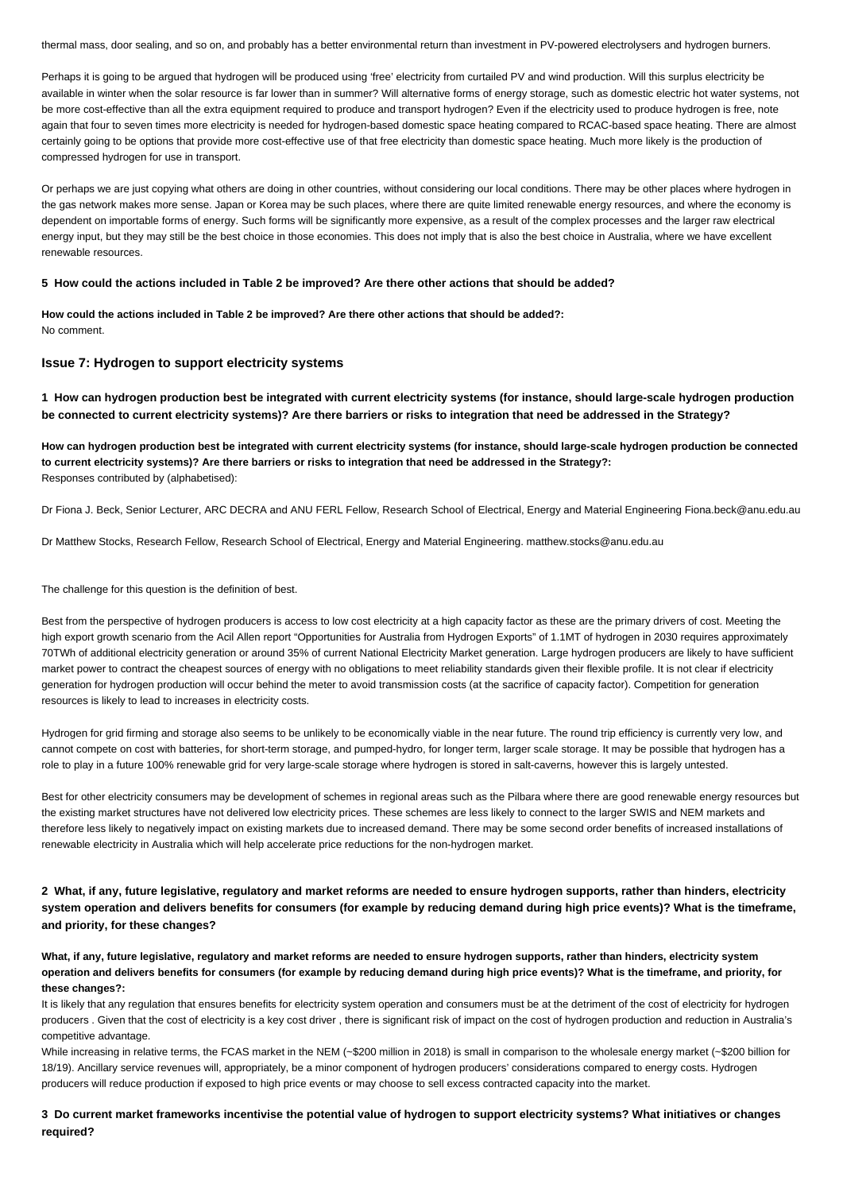thermal mass, door sealing, and so on, and probably has a better environmental return than investment in PV-powered electrolysers and hydrogen burners.

Perhaps it is going to be argued that hydrogen will be produced using 'free' electricity from curtailed PV and wind production. Will this surplus electricity be available in winter when the solar resource is far lower than in summer? Will alternative forms of energy storage, such as domestic electric hot water systems, not be more cost-effective than all the extra equipment required to produce and transport hydrogen? Even if the electricity used to produce hydrogen is free, note again that four to seven times more electricity is needed for hydrogen-based domestic space heating compared to RCAC-based space heating. There are almost certainly going to be options that provide more cost-effective use of that free electricity than domestic space heating. Much more likely is the production of compressed hydrogen for use in transport.

Or perhaps we are just copying what others are doing in other countries, without considering our local conditions. There may be other places where hydrogen in the gas network makes more sense. Japan or Korea may be such places, where there are quite limited renewable energy resources, and where the economy is dependent on importable forms of energy. Such forms will be significantly more expensive, as a result of the complex processes and the larger raw electrical energy input, but they may still be the best choice in those economies. This does not imply that is also the best choice in Australia, where we have excellent renewable resources.

**5 How could the actions included in Table 2 be improved? Are there other actions that should be added?**

**How could the actions included in Table 2 be improved? Are there other actions that should be added?:**
No comment.

### Issue 7: Hydrogen to support electricity systems

**1 How can hydrogen production best be integrated with current electricity systems (for instance, should large-scale hydrogen production be connected to current electricity systems)? Are there barriers or risks to integration that need be addressed in the Strategy?**

**How can hydrogen production best be integrated with current electricity systems (for instance, should large-scale hydrogen production be connected to current electricity systems)? Are there barriers or risks to integration that need be addressed in the Strategy?:**
Responses contributed by (alphabetised):

Dr Fiona J. Beck, Senior Lecturer, ARC DECRA and ANU FERL Fellow, Research School of Electrical, Energy and Material Engineering Fiona.beck@anu.edu.au

Dr Matthew Stocks, Research Fellow, Research School of Electrical, Energy and Material Engineering. matthew.stocks@anu.edu.au

The challenge for this question is the definition of best.

Best from the perspective of hydrogen producers is access to low cost electricity at a high capacity factor as these are the primary drivers of cost. Meeting the high export growth scenario from the Acil Allen report "Opportunities for Australia from Hydrogen Exports" of 1.1MT of hydrogen in 2030 requires approximately 70TWh of additional electricity generation or around 35% of current National Electricity Market generation. Large hydrogen producers are likely to have sufficient market power to contract the cheapest sources of energy with no obligations to meet reliability standards given their flexible profile. It is not clear if electricity generation for hydrogen production will occur behind the meter to avoid transmission costs (at the sacrifice of capacity factor). Competition for generation resources is likely to lead to increases in electricity costs.

Hydrogen for grid firming and storage also seems to be unlikely to be economically viable in the near future. The round trip efficiency is currently very low, and cannot compete on cost with batteries, for short-term storage, and pumped-hydro, for longer term, larger scale storage. It may be possible that hydrogen has a role to play in a future 100% renewable grid for very large-scale storage where hydrogen is stored in salt-caverns, however this is largely untested.

Best for other electricity consumers may be development of schemes in regional areas such as the Pilbara where there are good renewable energy resources but the existing market structures have not delivered low electricity prices. These schemes are less likely to connect to the larger SWIS and NEM markets and therefore less likely to negatively impact on existing markets due to increased demand. There may be some second order benefits of increased installations of renewable electricity in Australia which will help accelerate price reductions for the non-hydrogen market.

**2 What, if any, future legislative, regulatory and market reforms are needed to ensure hydrogen supports, rather than hinders, electricity system operation and delivers benefits for consumers (for example by reducing demand during high price events)? What is the timeframe, and priority, for these changes?**

**What, if any, future legislative, regulatory and market reforms are needed to ensure hydrogen supports, rather than hinders, electricity system operation and delivers benefits for consumers (for example by reducing demand during high price events)? What is the timeframe, and priority, for these changes?:**
It is likely that any regulation that ensures benefits for electricity system operation and consumers must be at the detriment of the cost of electricity for hydrogen producers . Given that the cost of electricity is a key cost driver , there is significant risk of impact on the cost of hydrogen production and reduction in Australia's competitive advantage.
While increasing in relative terms, the FCAS market in the NEM (~$200 million in 2018) is small in comparison to the wholesale energy market (~$200 billion for 18/19). Ancillary service revenues will, appropriately, be a minor component of hydrogen producers' considerations compared to energy costs. Hydrogen producers will reduce production if exposed to high price events or may choose to sell excess contracted capacity into the market.

**3 Do current market frameworks incentivise the potential value of hydrogen to support electricity systems? What initiatives or changes required?**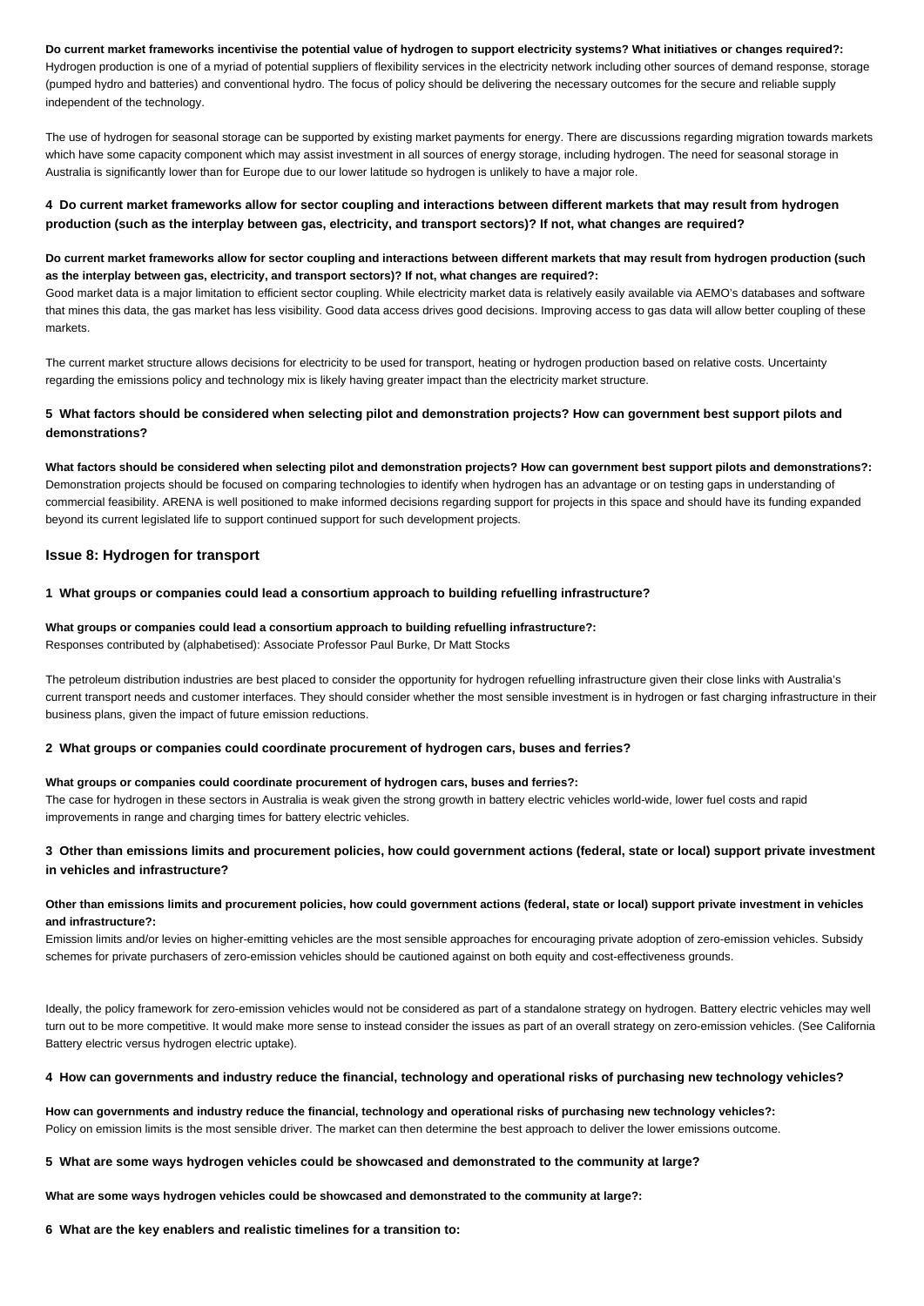**Do current market frameworks incentivise the potential value of hydrogen to support electricity systems? What initiatives or changes required?:**
Hydrogen production is one of a myriad of potential suppliers of flexibility services in the electricity network including other sources of demand response, storage (pumped hydro and batteries) and conventional hydro. The focis of policy should be delivering the necessary outcomes for the secure and reliable supply independent of the technology.

The use of hydrogen for seasonal storage can be supported by existing market payments for energy. There are discussions regarding migration towards markets which have some capacity component which may assist investment in all sources of energy storage, including hydrogen. The need for seasonal storage in Australia is significantly lower than for Europe due to our lower latitude so hydrogen is unlikely to have a major role.

### 4 Do current market frameworks allow for sector coupling and interactions between different markets that may result from hydrogen production (such as the interplay between gas, electricity, and transport sectors)? If not, what changes are required?

**Do current market frameworks allow for sector coupling and interactions between different markets that may result from hydrogen production (such as the interplay between gas, electricity, and transport sectors)? If not, what changes are required?:**
Good market data is a major limitation to efficient sector coupling. While electricity market data is relatively easily available via AEMO's databases and software that mines this data, the gas market has less visibility. Good data access drives good decisions. Improving access to gas data will allow better coupling of these markets.

The current market structure allows decisions for electricity to be used for transport, heating or hydrogen production based on relative costs. Uncertainty regarding the emissions policy and technology mix is likely having greater impact than the electricity market structure.

### 5 What factors should be considered when selecting pilot and demonstration projects? How can government best support pilots and demonstrations?

**What factors should be considered when selecting pilot and demonstration projects? How can government best support pilots and demonstrations?:**
Demonstration projects should be focused on comparing technologies to identify when hydrogen has an advantage or on testing gaps in understanding of commercial feasibility. ARENA is well positioned to make informed decisions regarding support for projects in this space and should have its funding expanded beyond its current legislated life to support continued support for such development projects.

## Issue 8: Hydrogen for transport

### 1 What groups or companies could lead a consortium approach to building refuelling infrastructure?

**What groups or companies could lead a consortium approach to building refuelling infrastructure?:**
Responses contributed by (alphabetised): Associate Professor Paul Burke, Dr Matt Stocks

The petroleum distribution industries are best placed to consider the opportunity for hydrogen refuelling infrastructure given their close links with Australia's current transport needs and customer interfaces. They should consider whether the most sensible investment is in hydrogen or fast charging infrastructure in their business plans, given the impact of future emission reductions.

### 2 What groups or companies could coordinate procurement of hydrogen cars, buses and ferries?

**What groups or companies could coordinate procurement of hydrogen cars, buses and ferries?:**
The case for hydrogen in these sectors in Australia is weak given the strong growth in battery electric vehicles world-wide, lower fuel costs and rapid improvements in range and charging times for battery electric vehicles.

### 3 Other than emissions limits and procurement policies, how could government actions (federal, state or local) support private investment in vehicles and infrastructure?

**Other than emissions limits and procurement policies, how could government actions (federal, state or local) support private investment in vehicles and infrastructure?:**
Emission limits and/or levies on higher-emitting vehicles are the most sensible approaches for encouraging private adoption of zero-emission vehicles. Subsidy schemes for private purchasers of zero-emission vehicles should be cautioned against on both equity and cost-effectiveness grounds.

Ideally, the policy framework for zero-emission vehicles would not be considered as part of a standalone strategy on hydrogen. Battery electric vehicles may well turn out to be more competitive. It would make more sense to instead consider the issues as part of an overall strategy on zero-emission vehicles. (See California Battery electric versus hydrogen electric uptake).

### 4 How can governments and industry reduce the financial, technology and operational risks of purchasing new technology vehicles?

**How can governments and industry reduce the financial, technology and operational risks of purchasing new technology vehicles?:**
Policy on emission limits is the most sensible driver. The market can then determine the best approach to deliver the lower emissions outcome.

### 5 What are some ways hydrogen vehicles could be showcased and demonstrated to the community at large?

**What are some ways hydrogen vehicles could be showcased and demonstrated to the community at large?:**

### 6 What are the key enablers and realistic timelines for a transition to: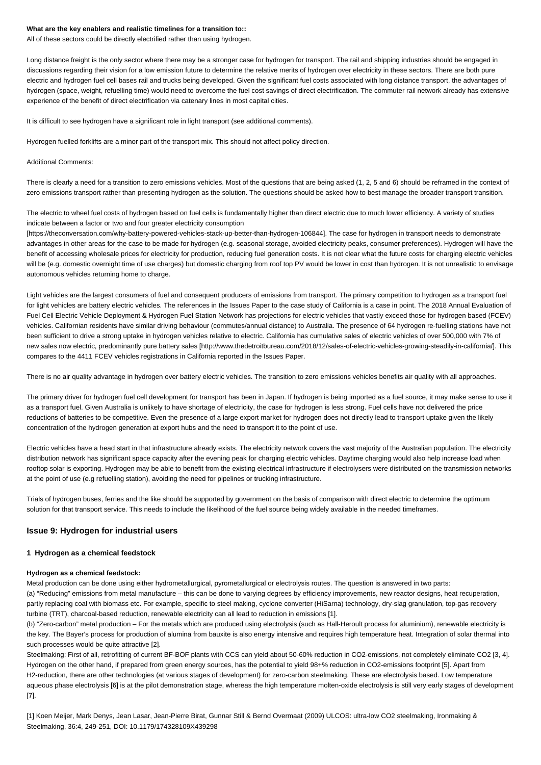**What are the key enablers and realistic timelines for a transition to::**

All of these sectors could be directly electrified rather than using hydrogen.

Long distance freight is the only sector where there may be a stronger case for hydrogen for transport. The rail and shipping industries should be engaged in discussions regarding their vision for a low emission future to determine the relative merits of hydrogen over electricity in these sectors. There are both pure electric and hydrogen fuel cell bases rail and trucks being developed. Given the significant fuel costs associated with long distance transport, the advantages of hydrogen (space, weight, refuelling time) would need to overcome the fuel cost savings of direct electrification. The commuter rail network already has extensive experience of the benefit of direct electrification via catenary lines in most capital cities.

It is difficult to see hydrogen have a significant role in light transport (see additional comments).

Hydrogen fuelled forklifts are a minor part of the transport mix. This should not affect policy direction.

Additional Comments:

There is clearly a need for a transition to zero emissions vehicles. Most of the questions that are being asked (1, 2, 5 and 6) should be reframed in the context of zero emissions transport rather than presenting hydrogen as the solution. The questions should be asked how to best manage the broader transport transition.

The electric to wheel fuel costs of hydrogen based on fuel cells is fundamentally higher than direct electric due to much lower efficiency. A variety of studies indicate between a factor or two and four greater electricity consumption [https://theconversation.com/why-battery-powered-vehicles-stack-up-better-than-hydrogen-106844]. The case for hydrogen in transport needs to demonstrate advantages in other areas for the case to be made for hydrogen (e.g. seasonal storage, avoided electricity peaks, consumer preferences). Hydrogen will have the benefit of accessing wholesale prices for electricity for production, reducing fuel generation costs. It is not clear what the future costs for charging electric vehicles will be (e.g. domestic overnight time of use charges) but domestic charging from roof top PV would be lower in cost than hydrogen. It is not unrealistic to envisage autonomous vehicles returning home to charge.

Light vehicles are the largest consumers of fuel and consequent producers of emissions from transport. The primary competition to hydrogen as a transport fuel for light vehicles are battery electric vehicles. The references in the Issues Paper to the case study of California is a case in point. The 2018 Annual Evaluation of Fuel Cell Electric Vehicle Deployment & Hydrogen Fuel Station Network has projections for electric vehicles that vastly exceed those for hydrogen based (FCEV) vehicles. Californian residents have similar driving behaviour (commutes/annual distance) to Australia. The presence of 64 hydrogen re-fuelling stations have not been sufficient to drive a strong uptake in hydrogen vehicles relative to electric. California has cumulative sales of electric vehicles of over 500,000 with 7% of new sales now electric, predominantly pure battery sales [http://www.thedetroitbureau.com/2018/12/sales-of-electric-vehicles-growing-steadily-in-california/]. This compares to the 4411 FCEV vehicles registrations in California reported in the Issues Paper.

There is no air quality advantage in hydrogen over battery electric vehicles. The transition to zero emissions vehicles benefits air quality with all approaches.

The primary driver for hydrogen fuel cell development for transport has been in Japan. If hydrogen is being imported as a fuel source, it may make sense to use it as a transport fuel. Given Australia is unlikely to have shortage of electricity, the case for hydrogen is less strong. Fuel cells have not delivered the price reductions of batteries to be competitive. Even the presence of a large export market for hydrogen does not directly lead to transport uptake given the likely concentration of the hydrogen generation at export hubs and the need to transport it to the point of use.

Electric vehicles have a head start in that infrastructure already exists. The electricity network covers the vast majority of the Australian population. The electricity distribution network has significant space capacity after the evening peak for charging electric vehicles. Daytime charging would also help increase load when rooftop solar is exporting. Hydrogen may be able to benefit from the existing electrical infrastructure if electrolysers were distributed on the transmission networks at the point of use (e.g refuelling station), avoiding the need for pipelines or trucking infrastructure.

Trials of hydrogen buses, ferries and the like should be supported by government on the basis of comparison with direct electric to determine the optimum solution for that transport service. This needs to include the likelihood of the fuel source being widely available in the needed timeframes.

## Issue 9: Hydrogen for industrial users

### 1 Hydrogen as a chemical feedstock

**Hydrogen as a chemical feedstock:**

Metal production can be done using either hydrometallurgical, pyrometallurgical or electrolysis routes. The question is answered in two parts:

(a) "Reducing" emissions from metal manufacture – this can be done to varying degrees by efficiency improvements, new reactor designs, heat recuperation, partly replacing coal with biomass etc. For example, specific to steel making, cyclone converter (HiSarna) technology, dry-slag granulation, top-gas recovery turbine (TRT), charcoal-based reduction, renewable electricity can all lead to reduction in emissions [1].

(b) "Zero-carbon" metal production – For the metals which are produced using electrolysis (such as Hall-Heroult process for aluminium), renewable electricity is the key. The Bayer's process for production of alumina from bauxite is also energy intensive and requires high temperature heat. Integration of solar thermal into such processes would be quite attractive [2].

Steelmaking: First of all, retrofitting of current BF-BOF plants with CCS can yield about 50-60% reduction in CO2-emissions, not completely eliminate CO2 [3, 4]. Hydrogen on the other hand, if prepared from green energy sources, has the potential to yield 98+% reduction in CO2-emissions footprint [5]. Apart from H2-reduction, there are other technologies (at various stages of development) for zero-carbon steelmaking. These are electrolysis based. Low temperature aqueous phase electrolysis [6] is at the pilot demonstration stage, whereas the high temperature molten-oxide electrolysis is still very early stages of development [7].

[1] Koen Meijer, Mark Denys, Jean Lasar, Jean-Pierre Birat, Gunnar Still & Bernd Overmaat (2009) ULCOS: ultra-low CO2 steelmaking, Ironmaking & Steelmaking, 36:4, 249-251, DOI: 10.1179/174328109X439298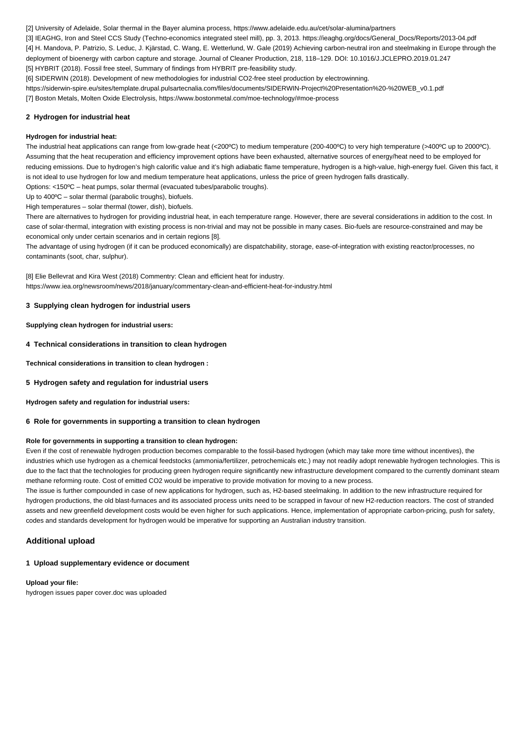[2] University of Adelaide, Solar thermal in the Bayer alumina process, https://www.adelaide.edu.au/cet/solar-alumina/partners

[3] IEAGHG, Iron and Steel CCS Study (Techno-economics integrated steel mill), pp. 3, 2013. https://ieaghg.org/docs/General_Docs/Reports/2013-04.pdf

[4] H. Mandova, P. Patrizio, S. Leduc, J. Kjärstad, C. Wang, E. Wetterlund, W. Gale (2019) Achieving carbon-neutral iron and steelmaking in Europe through the deployment of bioenergy with carbon capture and storage. Journal of Cleaner Production, 218, 118–129. DOI: 10.1016/J.JCLEPRO.2019.01.247

[5] HYBRIT (2018). Fossil free steel, Summary of findings from HYBRIT pre-feasibility study.

[6] SIDERWIN (2018). Development of new methodologies for industrial CO2-free steel production by electrowinning. https://siderwin-spire.eu/sites/template.drupal.pulsartecnalia.com/files/documents/SIDERWIN-Project%20Presentation%20-%20WEB_v0.1.pdf

[7] Boston Metals, Molten Oxide Electrolysis, https://www.bostonmetal.com/moe-technology/#moe-process

### 2 Hydrogen for industrial heat

**Hydrogen for industrial heat:**

The industrial heat applications can range from low-grade heat (<200ºC) to medium temperature (200-400ºC) to very high temperature (>400ºC up to 2000ºC). Assuming that the heat recuperation and efficiency improvement options have been exhausted, alternative sources of energy/heat need to be employed for reducing emissions. Due to hydrogen's high calorific value and it's high adiabatic flame temperature, hydrogen is a high-value, high-energy fuel. Given this fact, it is not ideal to use hydrogen for low and medium temperature heat applications, unless the price of green hydrogen falls drastically.

Options: <150ºC – heat pumps, solar thermal (evacuated tubes/parabolic troughs).

Up to 400ºC – solar thermal (parabolic troughs), biofuels.

High temperatures – solar thermal (tower, dish), biofuels.

There are alternatives to hydrogen for providing industrial heat, in each temperature range. However, there are several considerations in addition to the cost. In case of solar-thermal, integration with existing process is non-trivial and may not be possible in many cases. Bio-fuels are resource-constrained and may be economical only under certain scenarios and in certain regions [8].

The advantage of using hydrogen (if it can be produced economically) are dispatchability, storage, ease-of-integration with existing reactor/processes, no contaminants (soot, char, sulphur).

[8] Elie Bellevrat and Kira West (2018) Commentry: Clean and efficient heat for industry. https://www.iea.org/newsroom/news/2018/january/commentary-clean-and-efficient-heat-for-industry.html

### 3 Supplying clean hydrogen for industrial users

**Supplying clean hydrogen for industrial users:**

### 4 Technical considerations in transition to clean hydrogen

**Technical considerations in transition to clean hydrogen :**

### 5 Hydrogen safety and regulation for industrial users

**Hydrogen safety and regulation for industrial users:**

### 6 Role for governments in supporting a transition to clean hydrogen

**Role for governments in supporting a transition to clean hydrogen:**

Even if the cost of renewable hydrogen production becomes comparable to the fossil-based hydrogen (which may take more time without incentives), the industries which use hydrogen as a chemical feedstocks (ammonia/fertilizer, petrochemicals etc.) may not readily adopt renewable hydrogen technologies. This is due to the fact that the technologies for producing green hydrogen require significantly new infrastructure development compared to the currently dominant steam methane reforming route. Cost of emitted CO2 would be imperative to provide motivation for moving to a new process.

The issue is further compounded in case of new applications for hydrogen, such as, H2-based steelmaking. In addition to the new infrastructure required for hydrogen productions, the old blast-furnaces and its associated process units need to be scrapped in favour of new H2-reduction reactors. The cost of stranded assets and new greenfield development costs would be even higher for such applications. Hence, implementation of appropriate carbon-pricing, push for safety, codes and standards development for hydrogen would be imperative for supporting an Australian industry transition.

## Additional upload

### 1 Upload supplementary evidence or document

**Upload your file:**

hydrogen issues paper cover.doc was uploaded